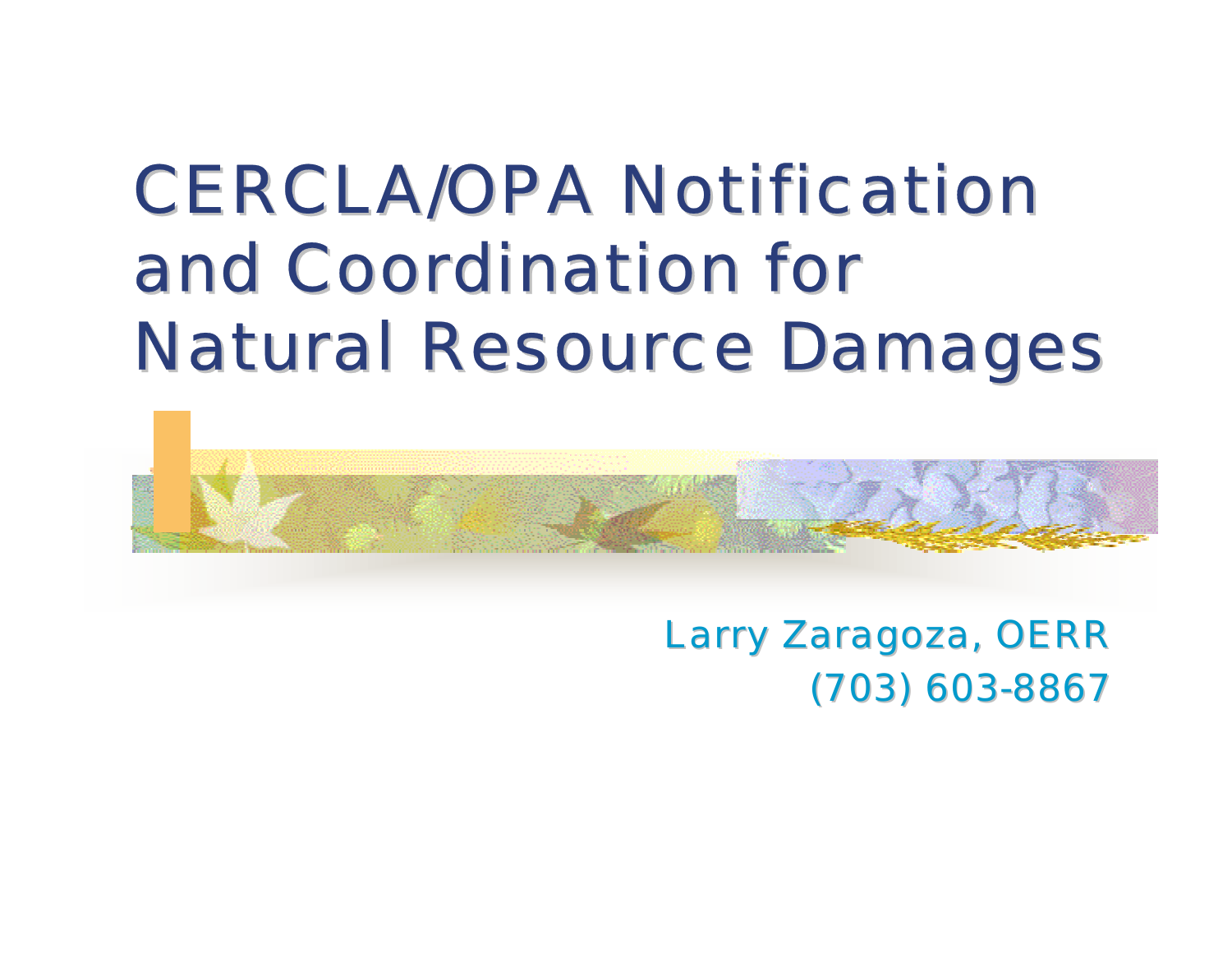# CERCLA/OPA Notification and Coordination for Natural Resource Damages

Larry Zaragoza, OERR

(703) 603-8867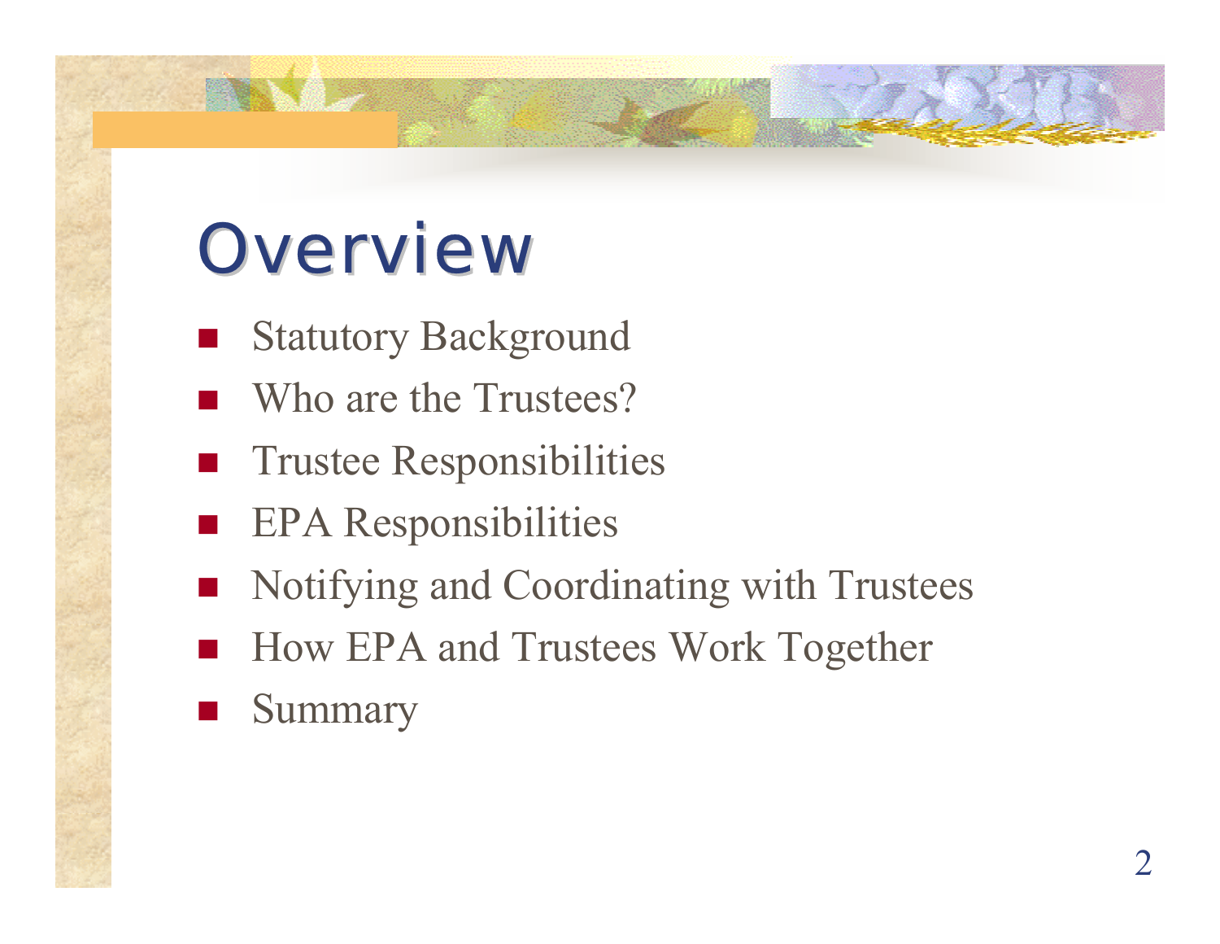# Overview

- Statutory Background
- Who are the Trustees?
- Trustee Responsibilities
- EPA Responsibilities
- Notifying and Coordinating with Trustees
- How EPA and Trustees Work Together
- Summary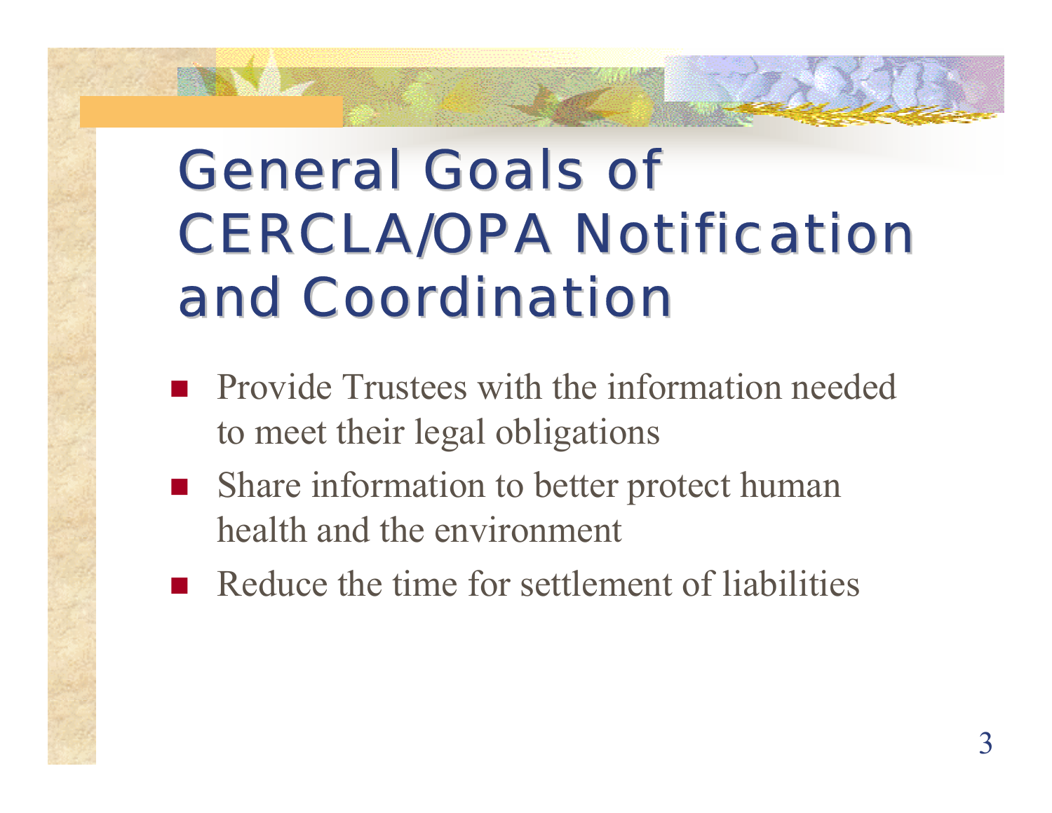# General Goals of CERCLA/OPA Notification and Coordination

- Provide Trustees with the information needed to meet their legal obligations
- Share information to better protect human health and the environment
- Reduce the time for settlement of liabilities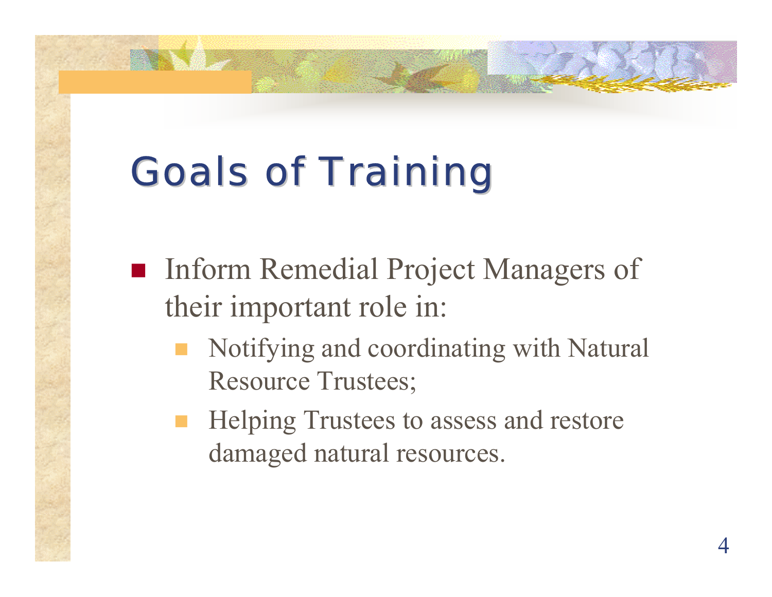# Goals of Training

- Inform Remedial Project Managers of their important role in:
  - Notifying and coordinating with Natural Resource Trustees;
  - Helping Trustees to assess and restore damaged natural resources.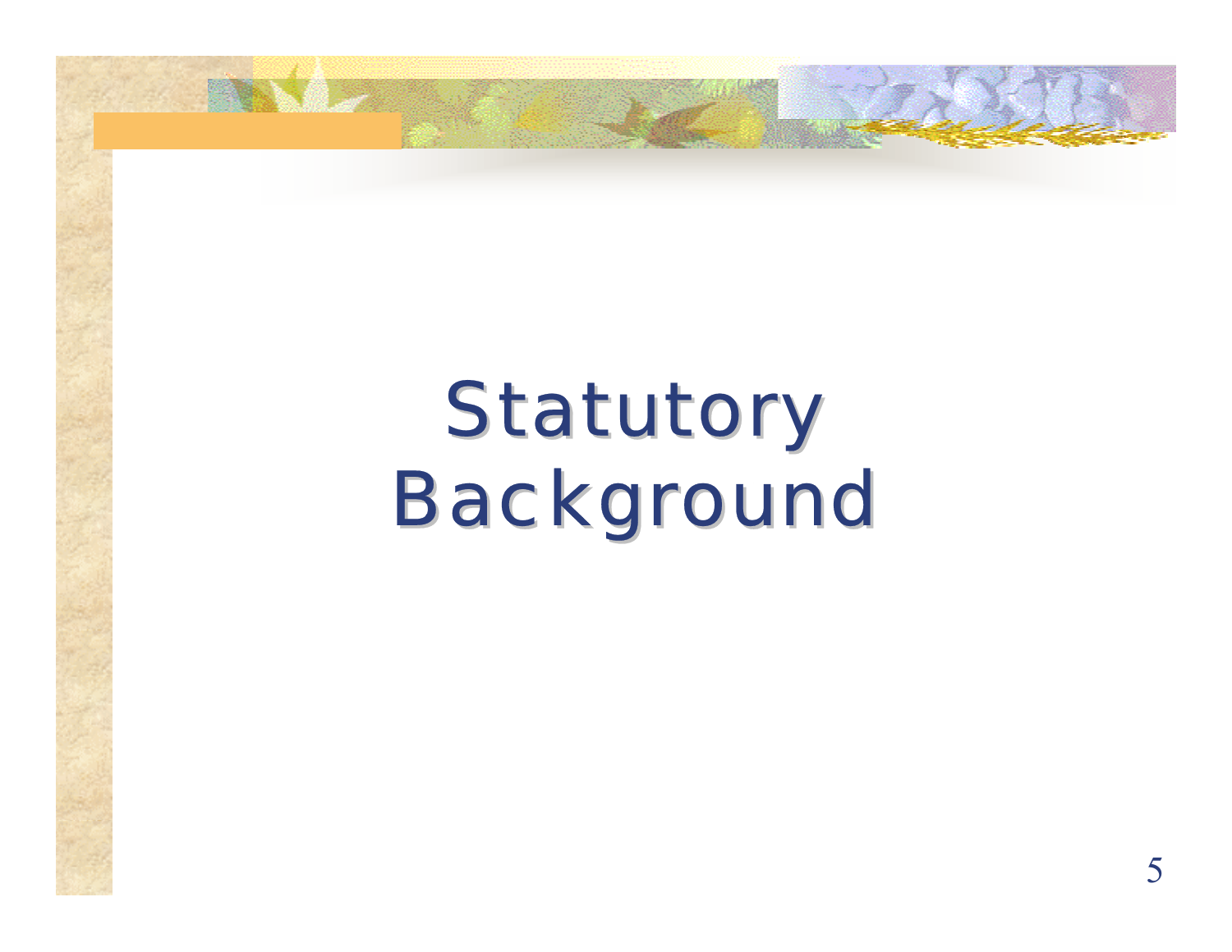# Statutory Background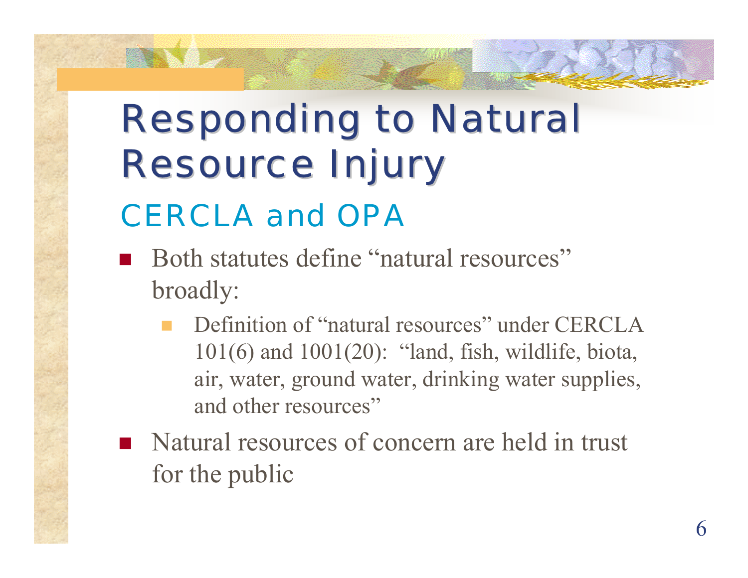# Responding to Natural Resource Injury

## CERCLA and OPA

- Both statutes define "natural resources" broadly:
  - Definition of "natural resources" under CERCLA 101(6) and 1001(20): "land, fish, wildlife, biota, air, water, ground water, drinking water supplies, and other resources"
- Natural resources of concern are held in trust for the public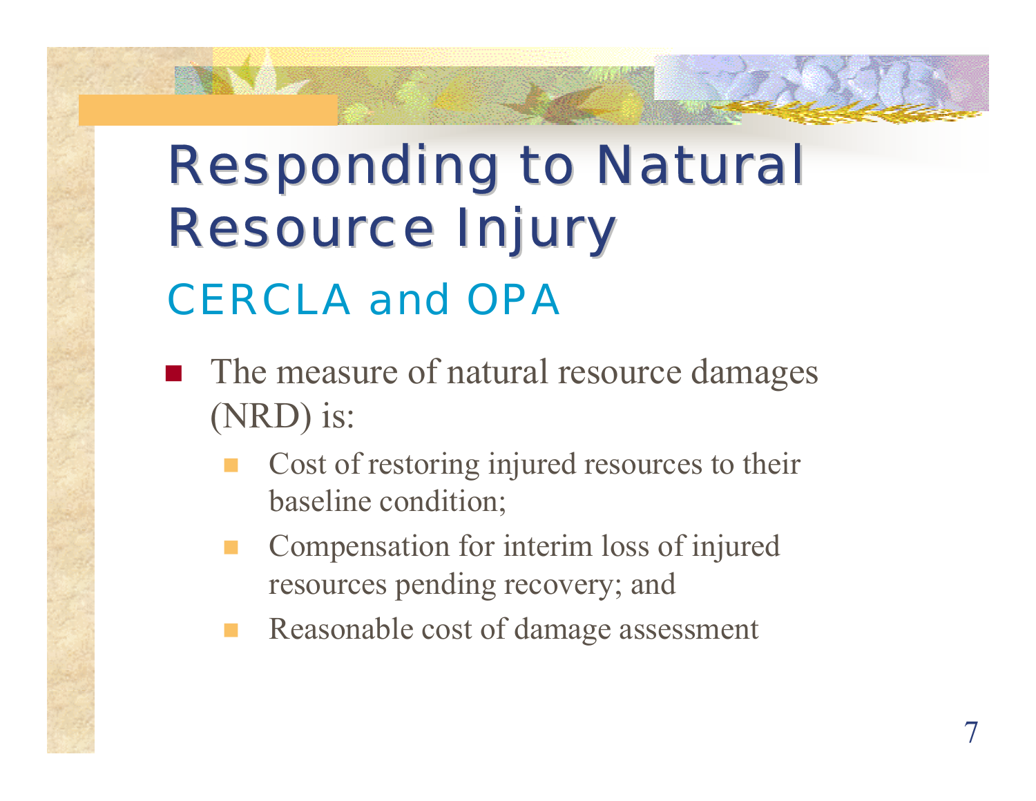# Responding to Natural Resource Injury

## CERCLA and OPA

- The measure of natural resource damages (NRD) is:
  - Cost of restoring injured resources to their baseline condition;
  - Compensation for interim loss of injured resources pending recovery; and
  - Reasonable cost of damage assessment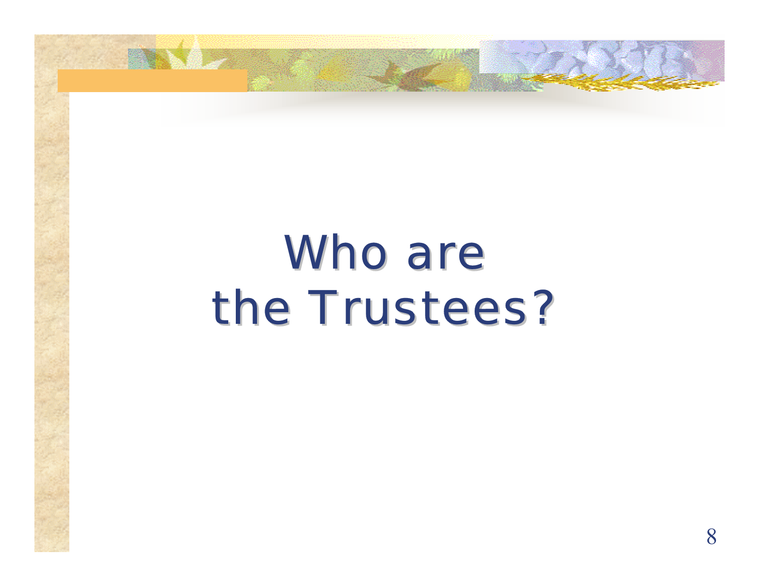# Who are the Trustees?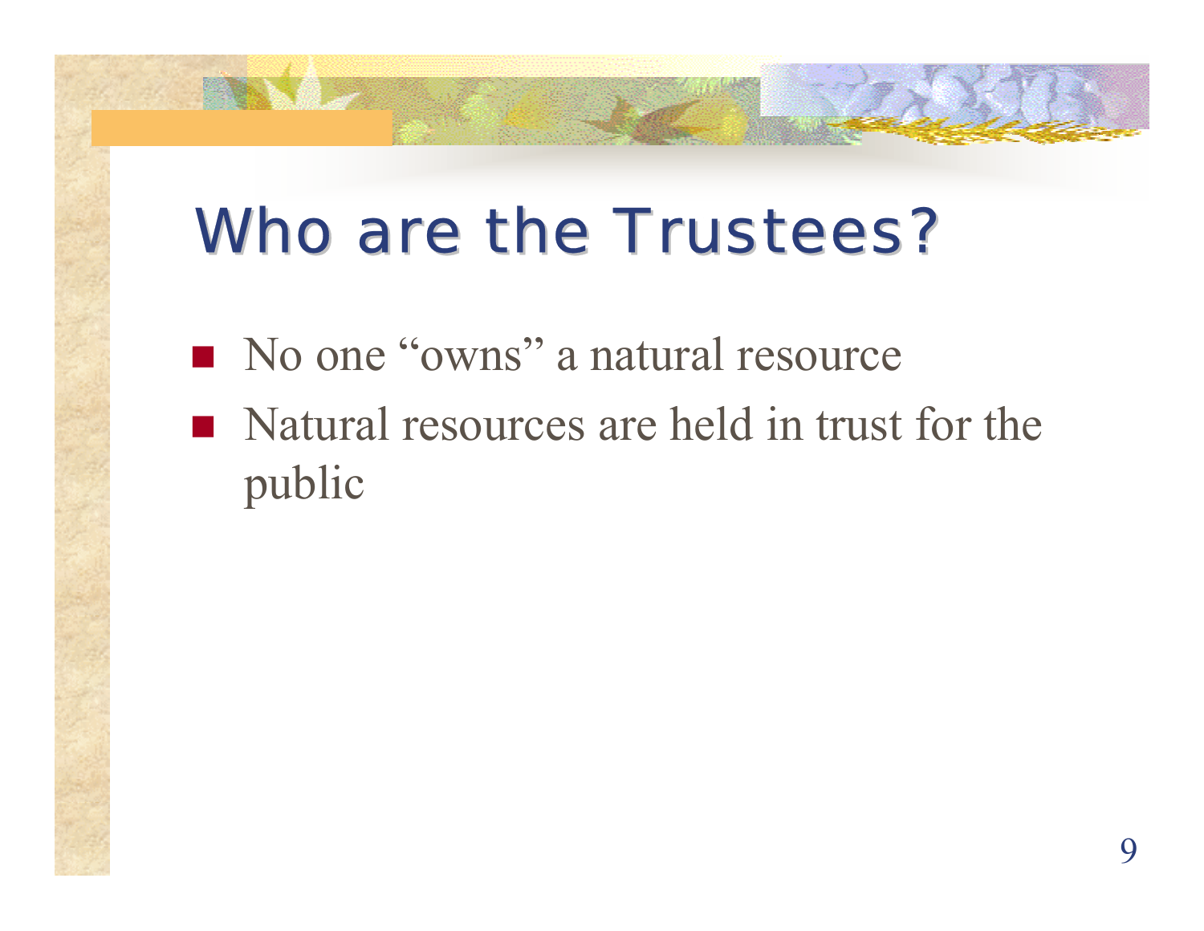# Who are the Trustees?

- No one "owns" a natural resource
- Natural resources are held in trust for the public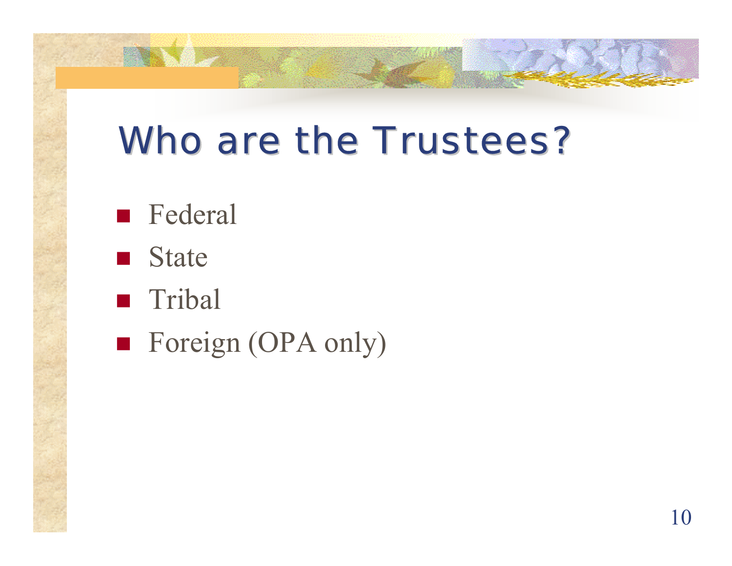# Who are the Trustees?

- Federal
- State
- Tribal
- Foreign (OPA only)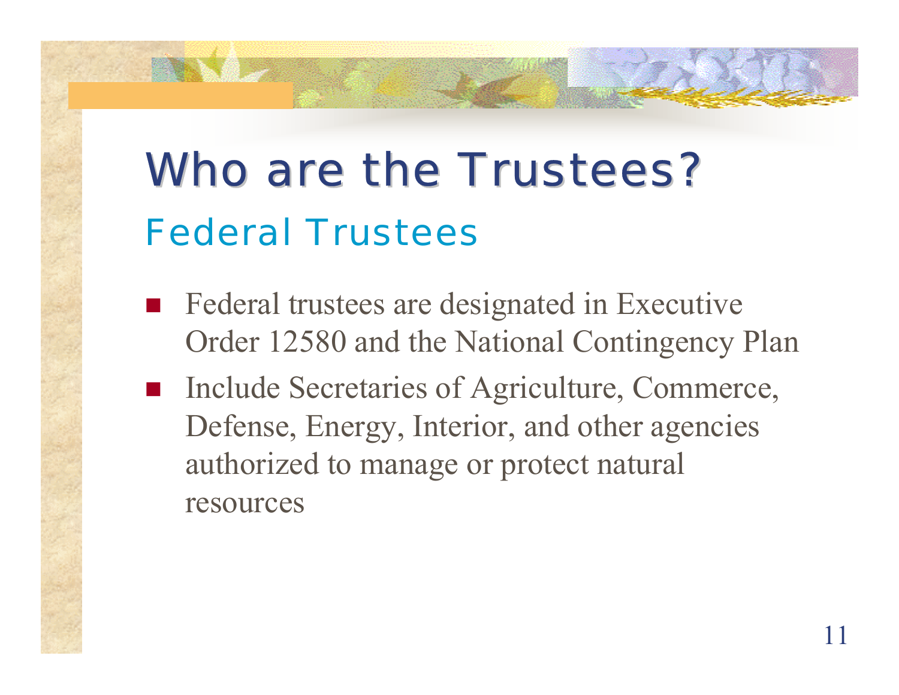# Who are the Trustees?

## Federal Trustees

- Federal trustees are designated in Executive Order 12580 and the National Contingency Plan
- Include Secretaries of Agriculture, Commerce, Defense, Energy, Interior, and other agencies authorized to manage or protect natural resources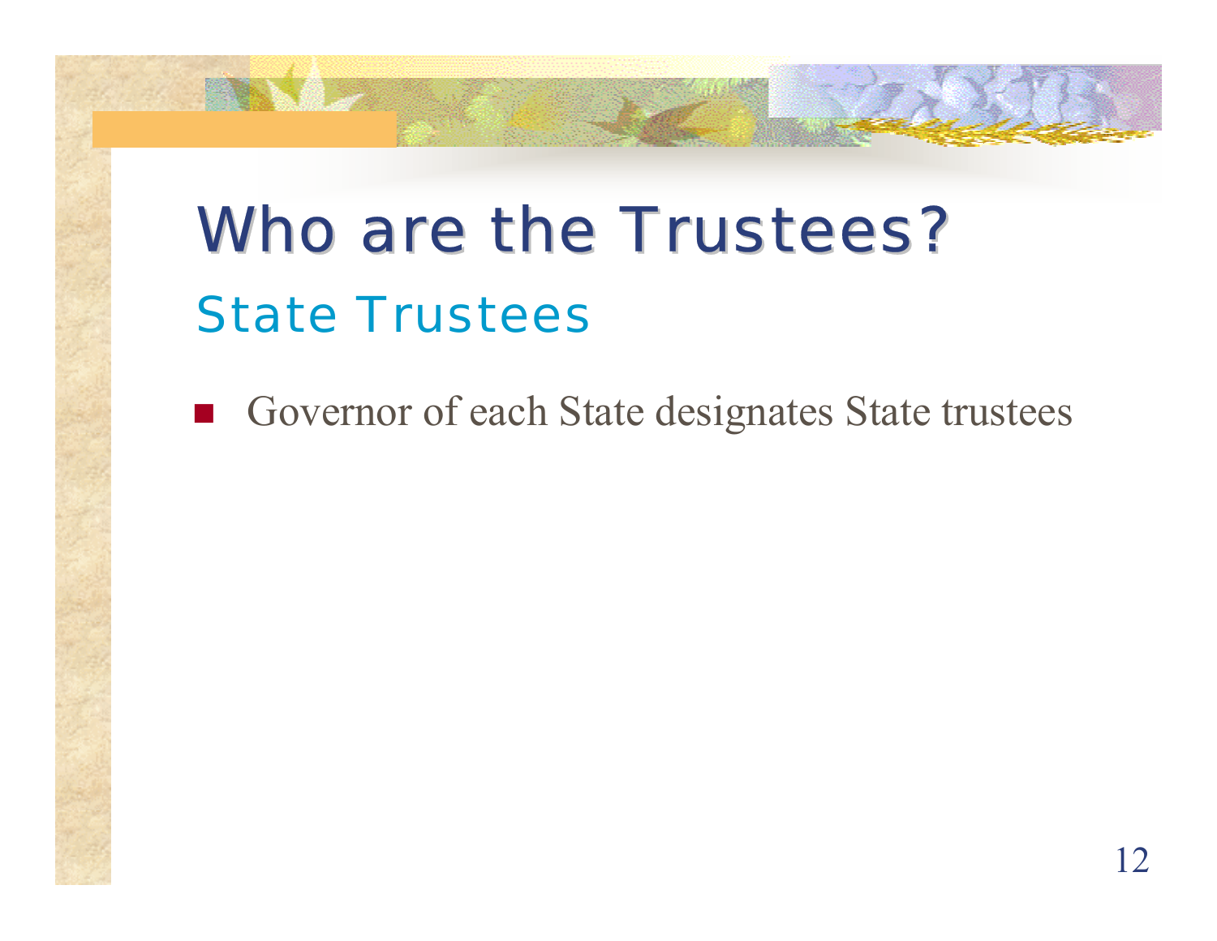# Who are the Trustees?

## State Trustees

- Governor of each State designates State trustees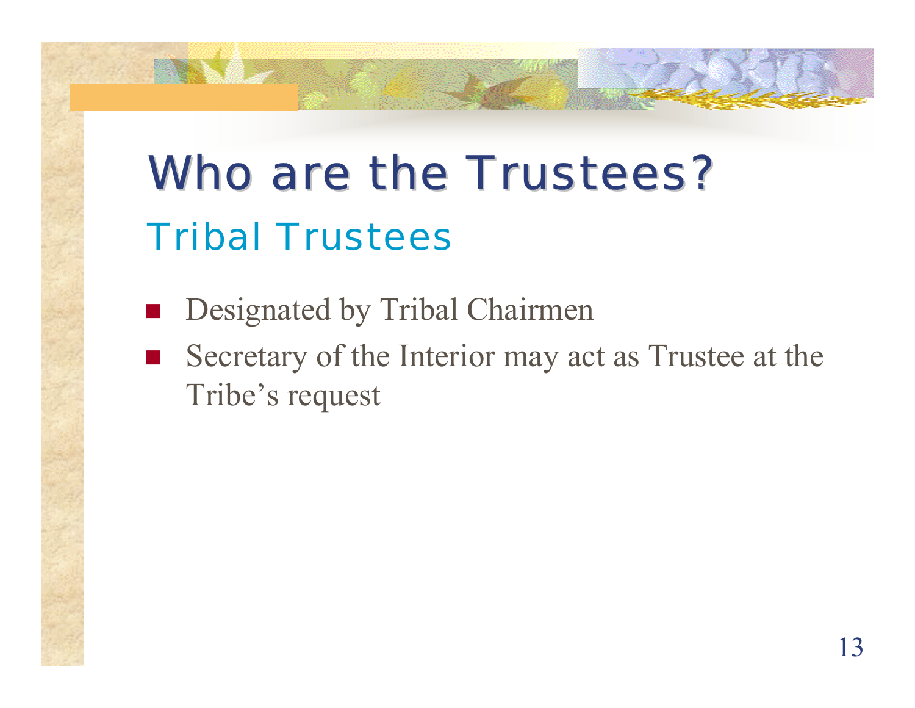# Who are the Trustees?

## Tribal Trustees

- Designated by Tribal Chairmen
- Secretary of the Interior may act as Trustee at the Tribe's request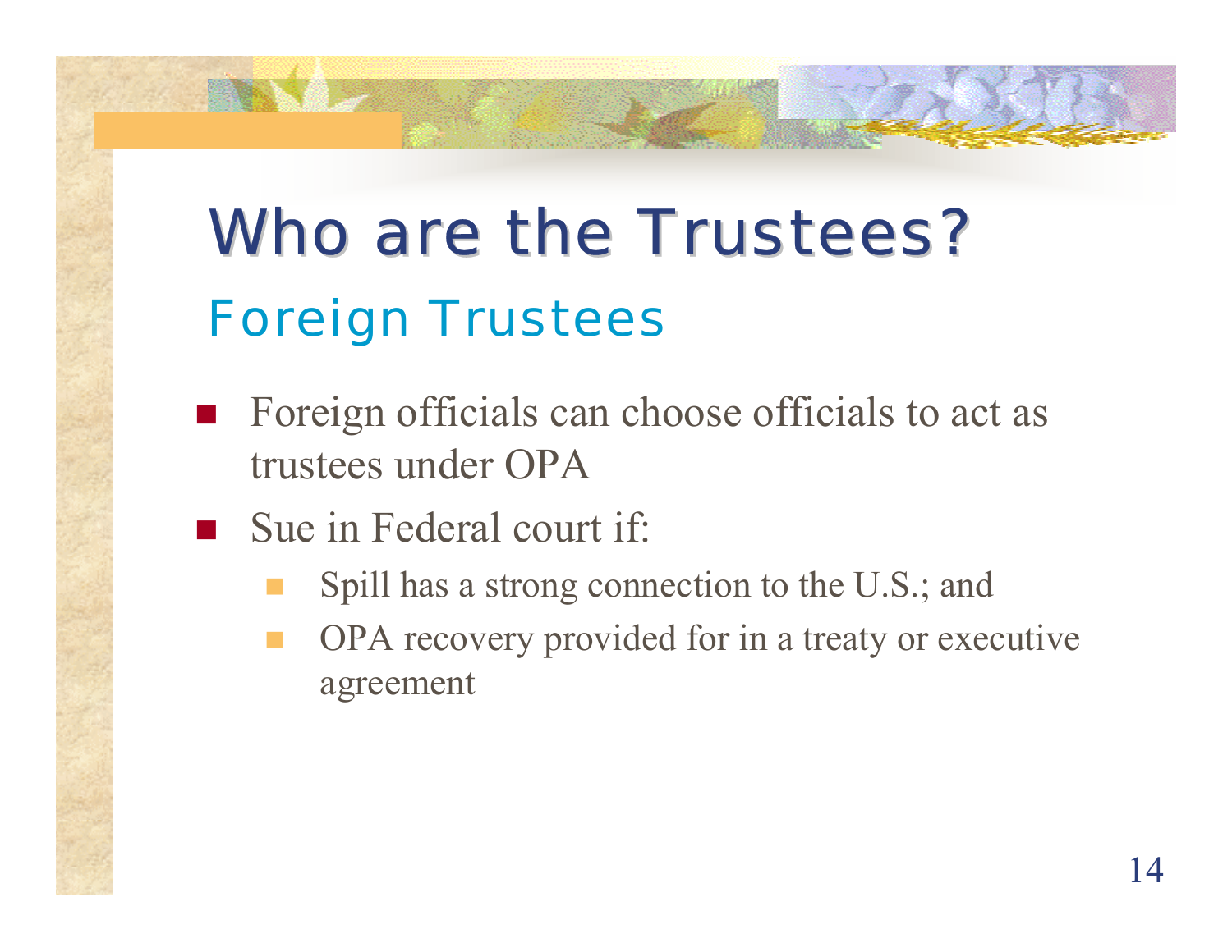# Who are the Trustees?

## Foreign Trustees

- Foreign officials can choose officials to act as trustees under OPA
- Sue in Federal court if:
  - Spill has a strong connection to the U.S.; and
  - OPA recovery provided for in a treaty or executive agreement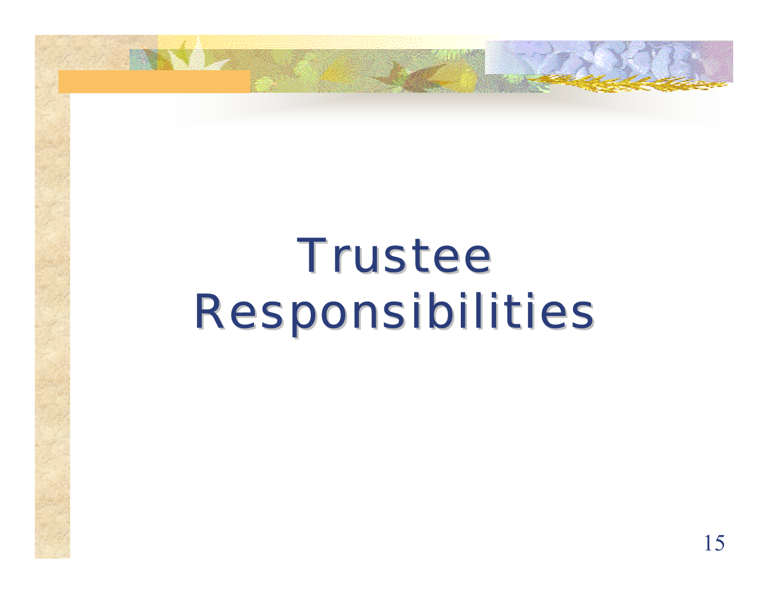# Trustee Responsibilities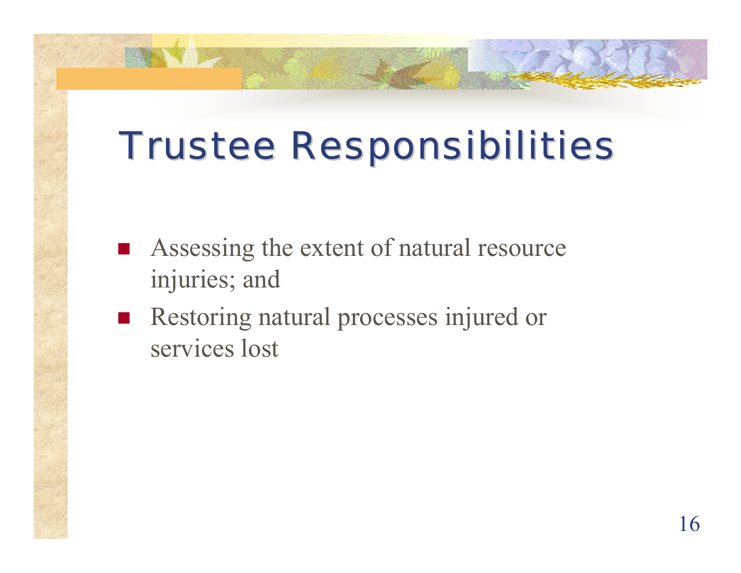# Trustee Responsibilities

- Assessing the extent of natural resource injuries; and
- Restoring natural processes injured or services lost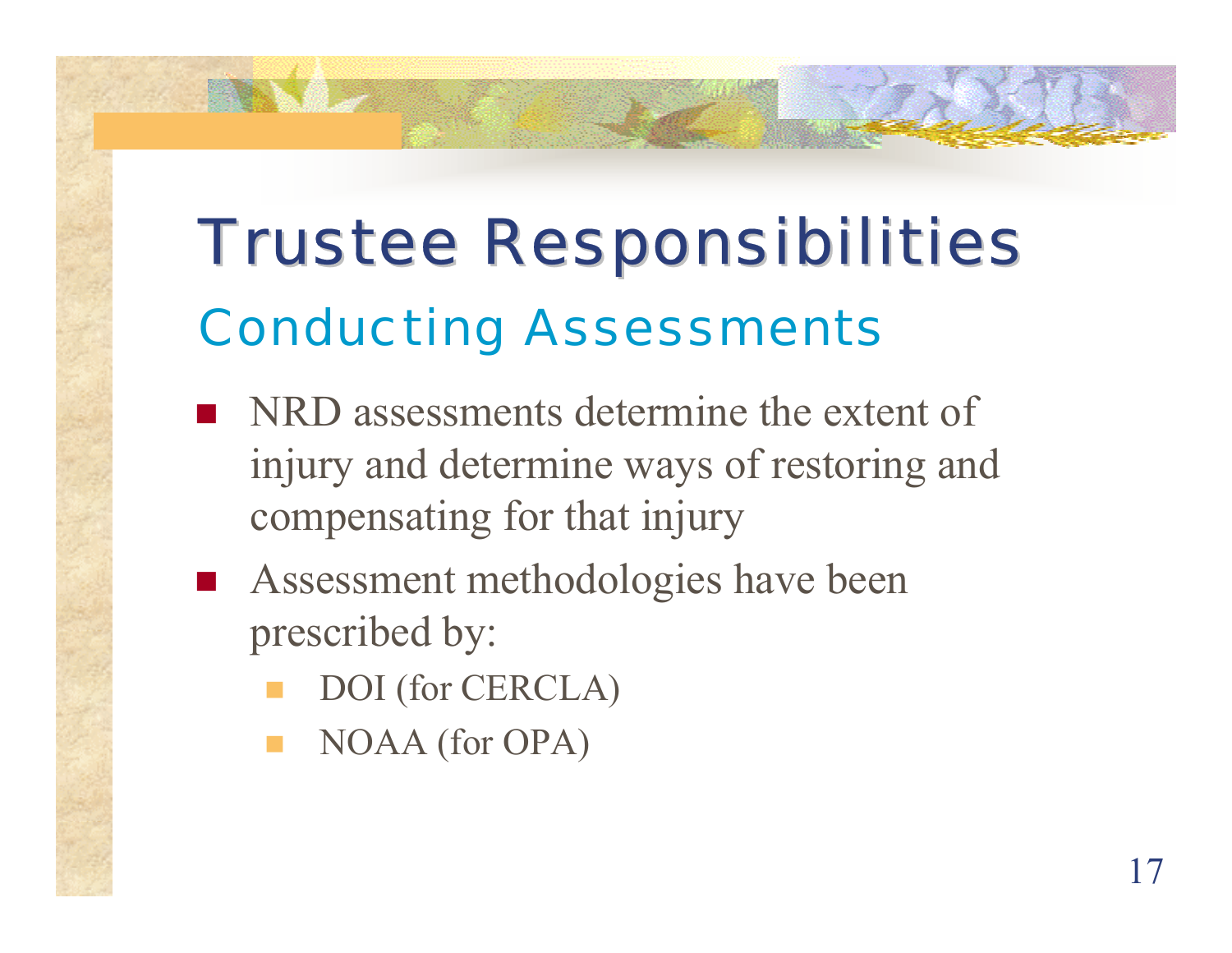# Trustee Responsibilities

## Conducting Assessments

- NRD assessments determine the extent of injury and determine ways of restoring and compensating for that injury
- Assessment methodologies have been prescribed by:
  - DOI (for CERCLA)
  - NOAA (for OPA)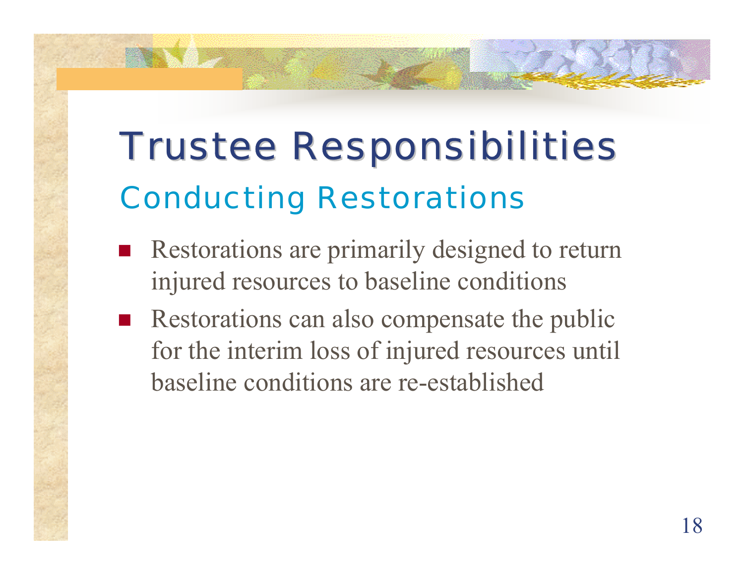# Trustee Responsibilities

## Conducting Restorations

- Restorations are primarily designed to return injured resources to baseline conditions
- Restorations can also compensate the public for the interim loss of injured resources until baseline conditions are re-established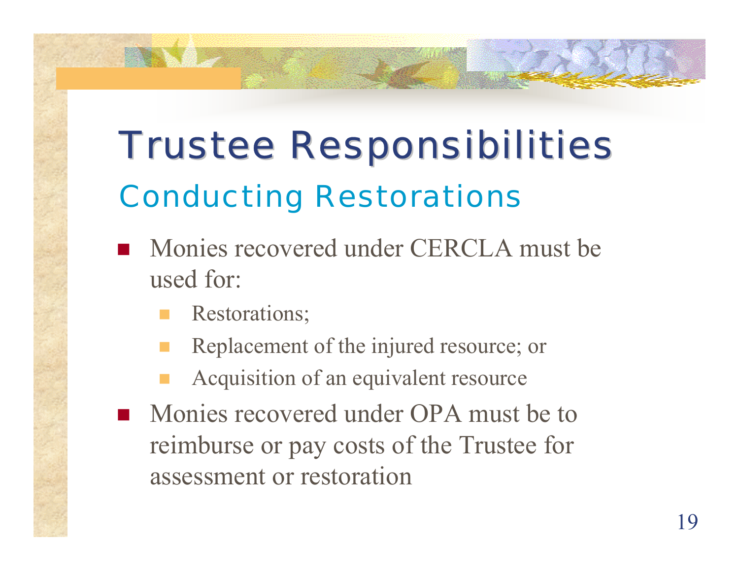# Trustee Responsibilities

## Conducting Restorations

- Monies recovered under CERCLA must be used for:
  - Restorations;
  - Replacement of the injured resource; or
  - Acquisition of an equivalent resource
- Monies recovered under OPA must be to reimburse or pay costs of the Trustee for assessment or restoration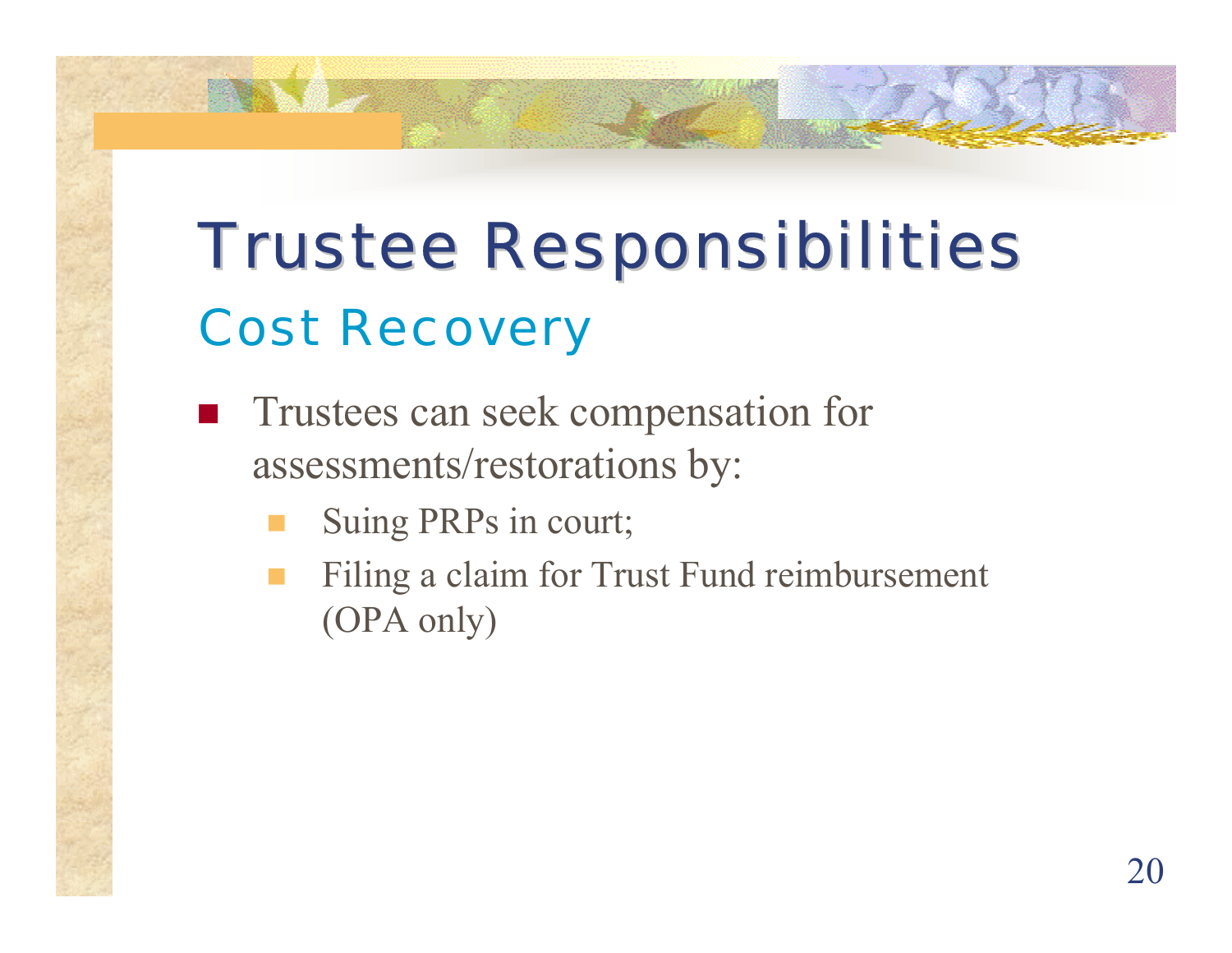# Trustee Responsibilities

## Cost Recovery

- Trustees can seek compensation for assessments/restorations by:
  - Suing PRPs in court;
  - Filing a claim for Trust Fund reimbursement (OPA only)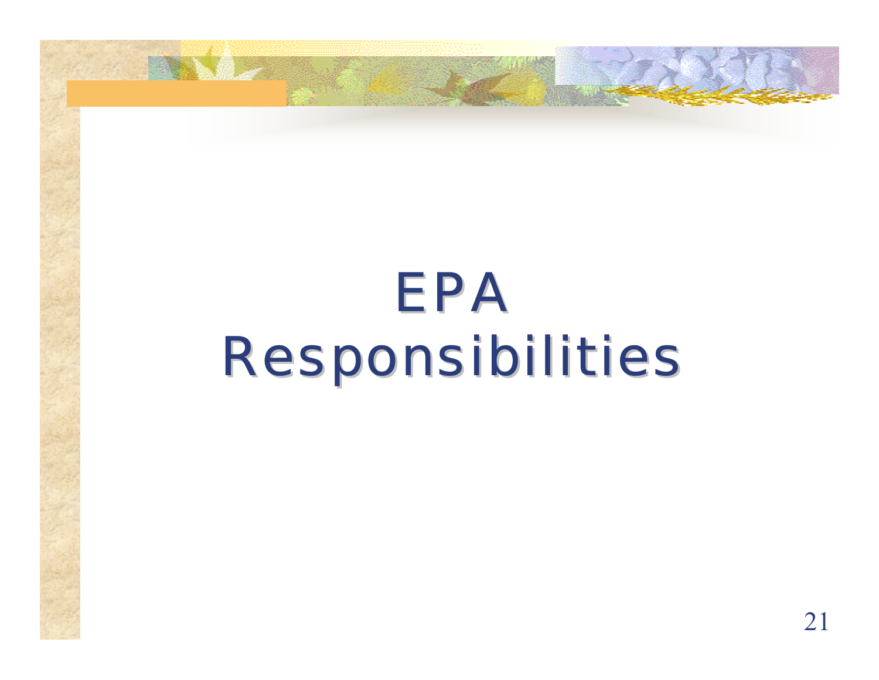# EPA Responsibilities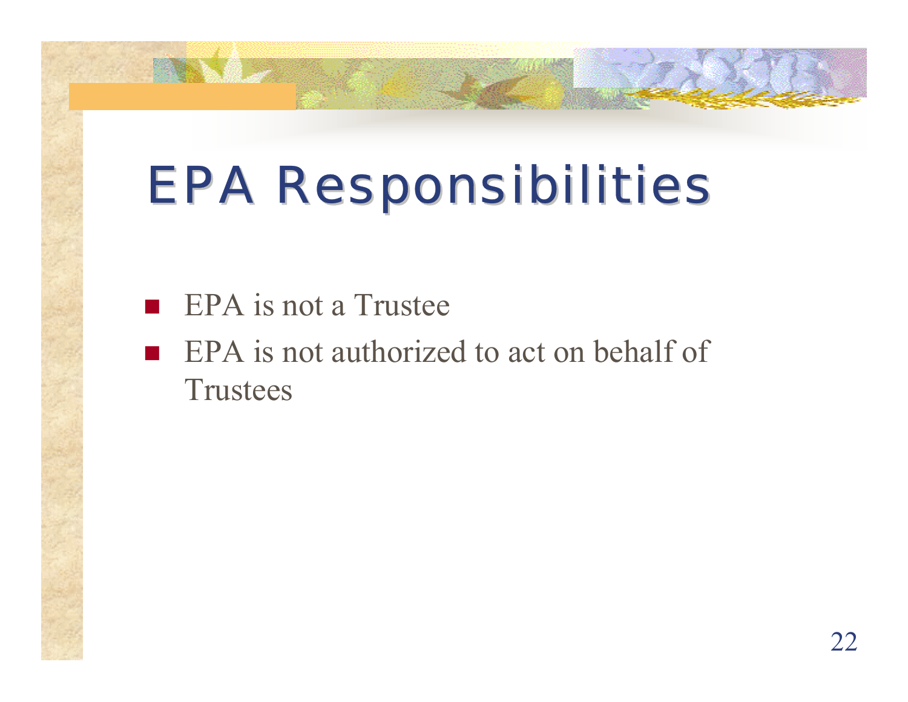# EPA Responsibilities

- EPA is not a Trustee
- EPA is not authorized to act on behalf of Trustees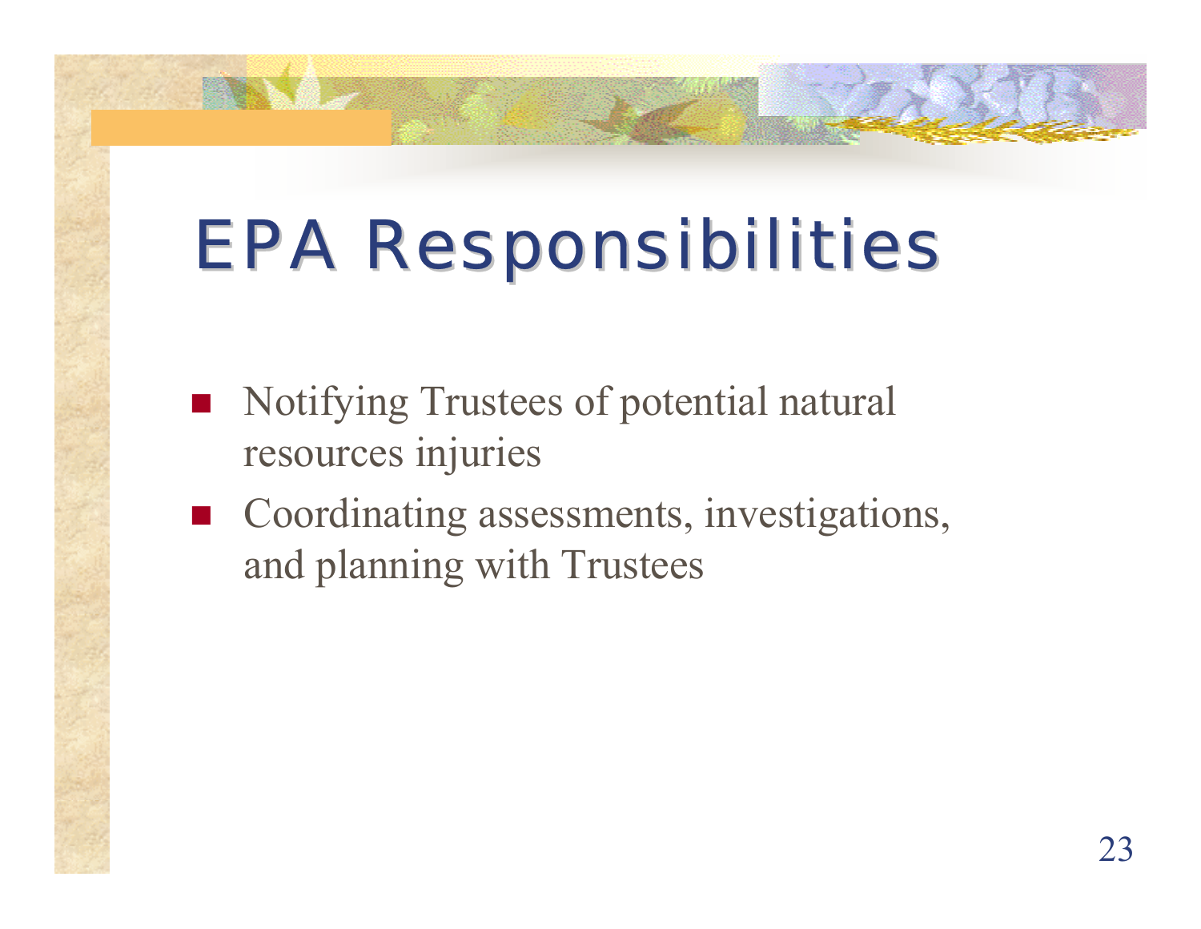# EPA Responsibilities

- Notifying Trustees of potential natural resources injuries
- Coordinating assessments, investigations, and planning with Trustees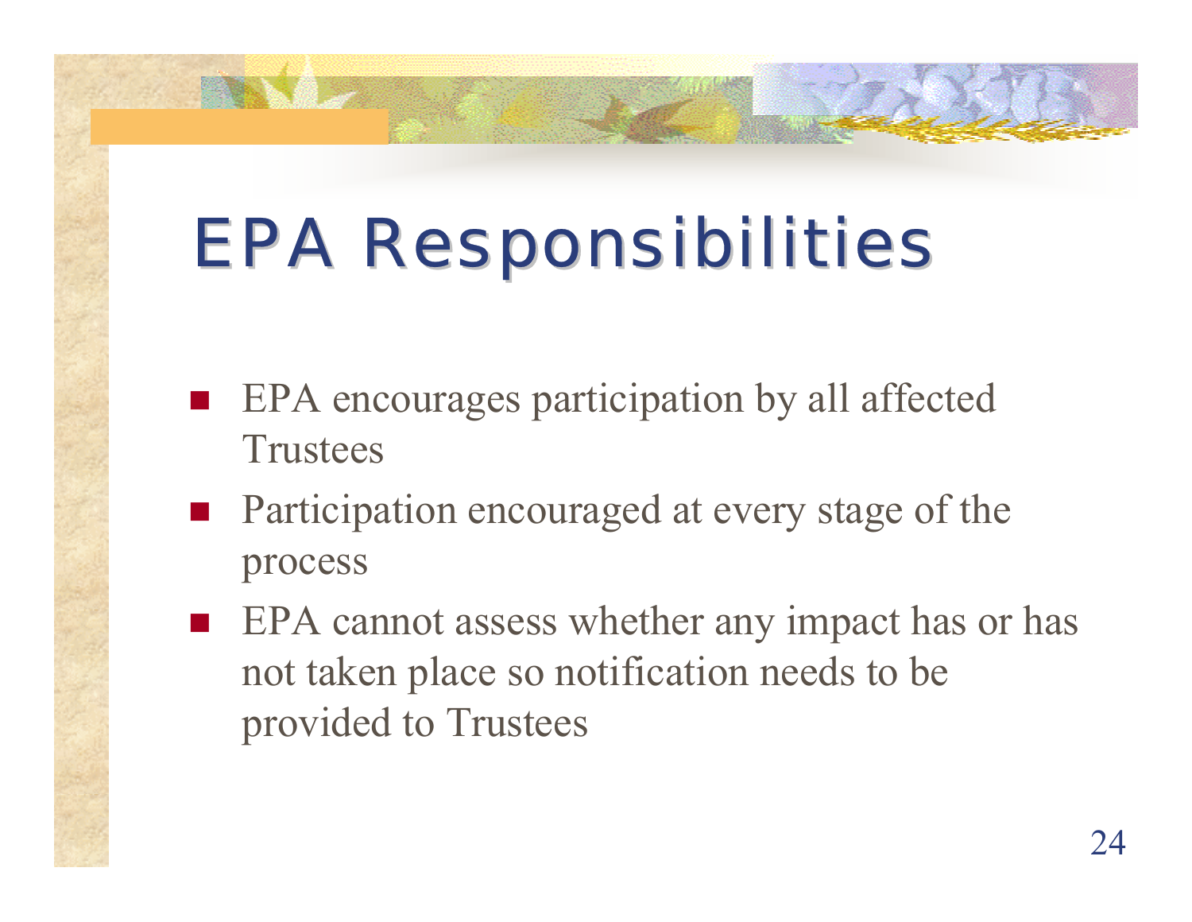# EPA Responsibilities

- EPA encourages participation by all affected Trustees
- Participation encouraged at every stage of the process
- EPA cannot assess whether any impact has or has not taken place so notification needs to be provided to Trustees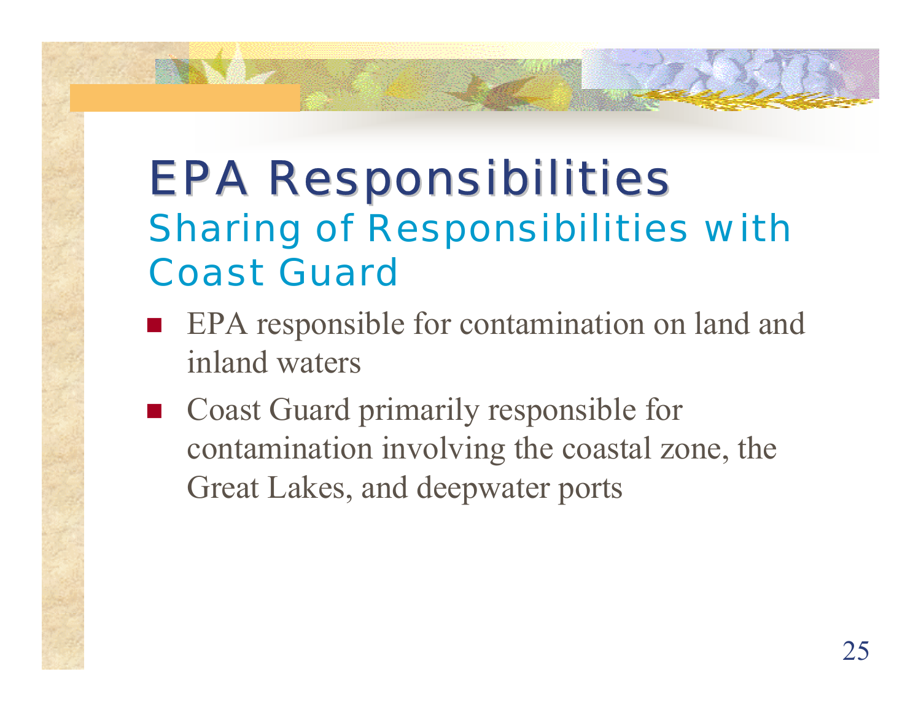# EPA Responsibilities

## Sharing of Responsibilities with Coast Guard

- EPA responsible for contamination on land and inland waters
- Coast Guard primarily responsible for contamination involving the coastal zone, the Great Lakes, and deepwater ports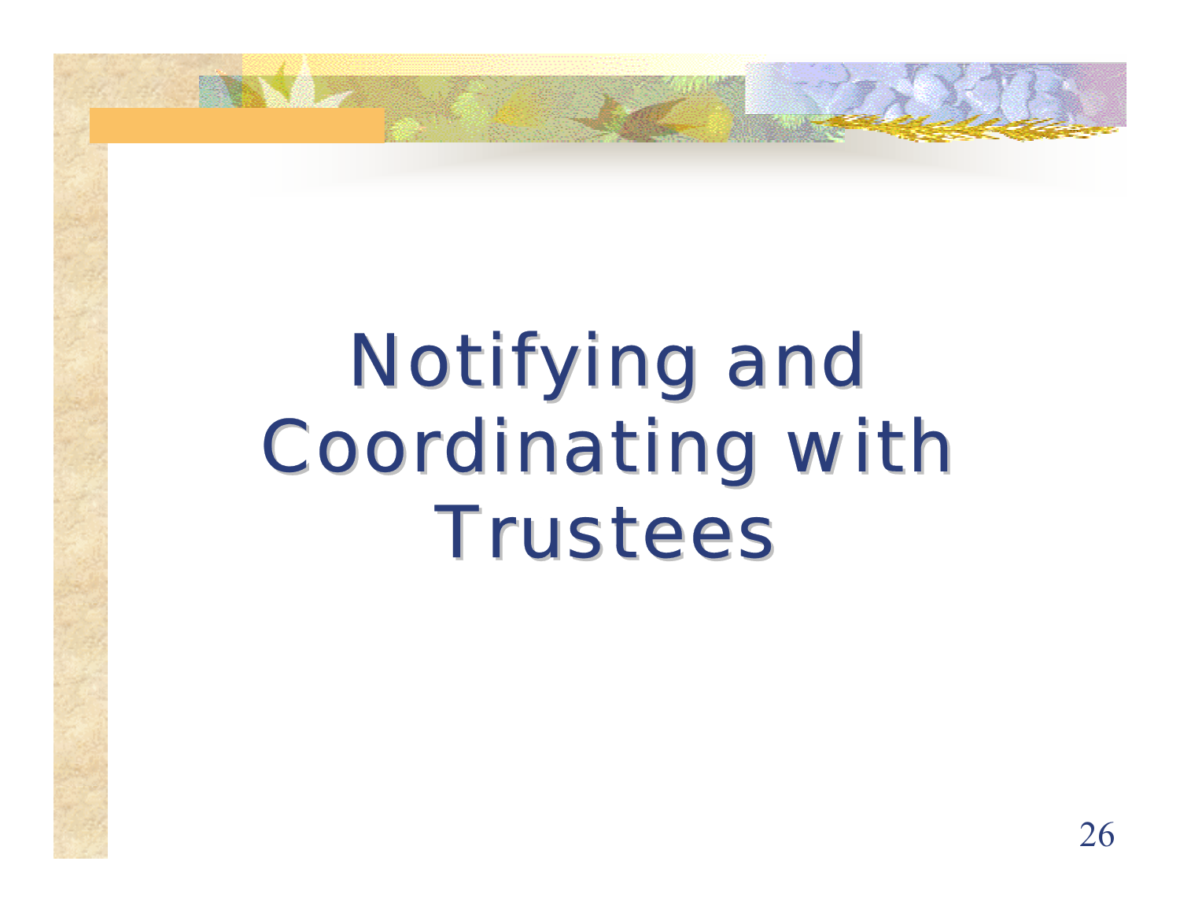# Notifying and Coordinating with Trustees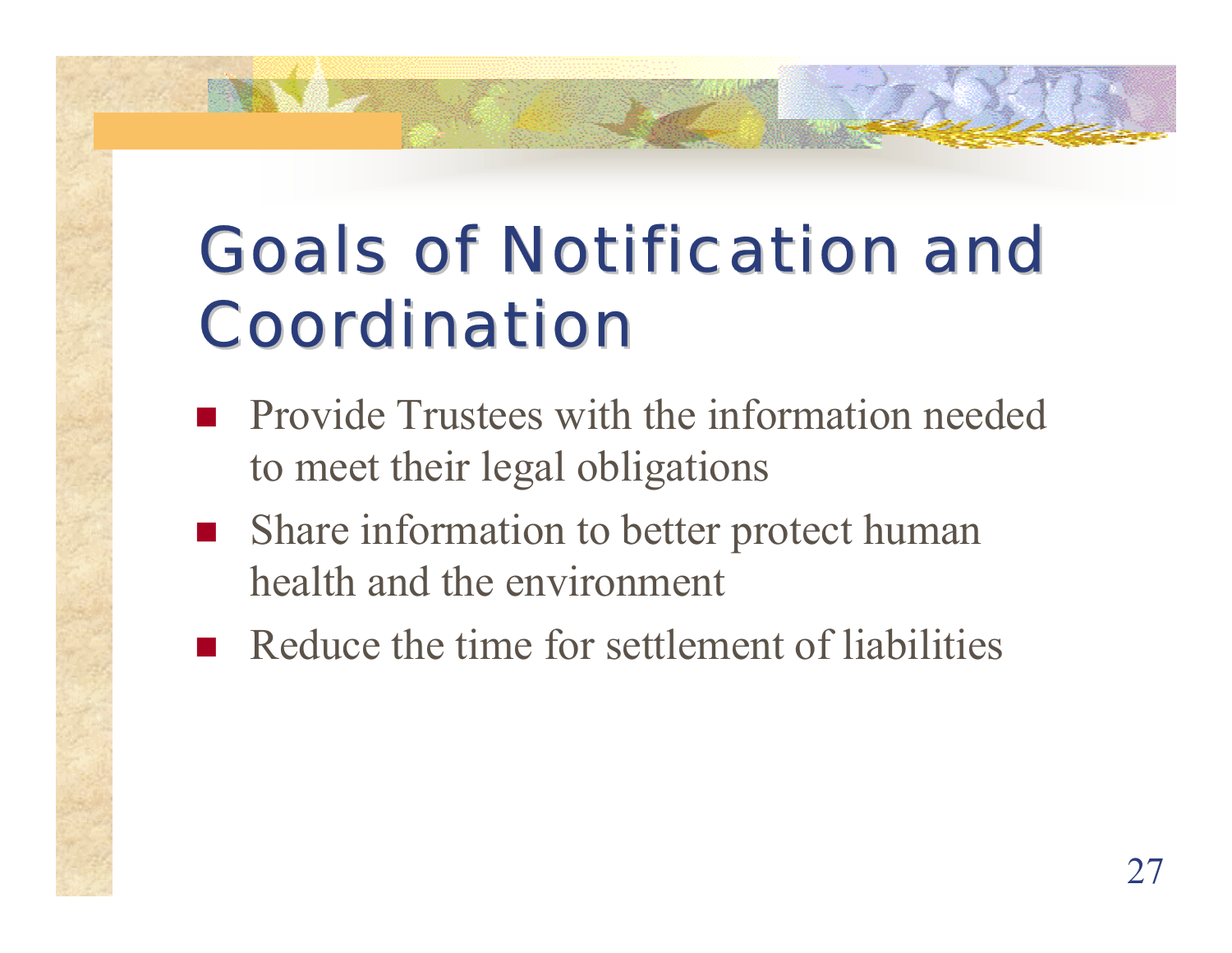# Goals of Notification and Coordination

- Provide Trustees with the information needed to meet their legal obligations
- Share information to better protect human health and the environment
- Reduce the time for settlement of liabilities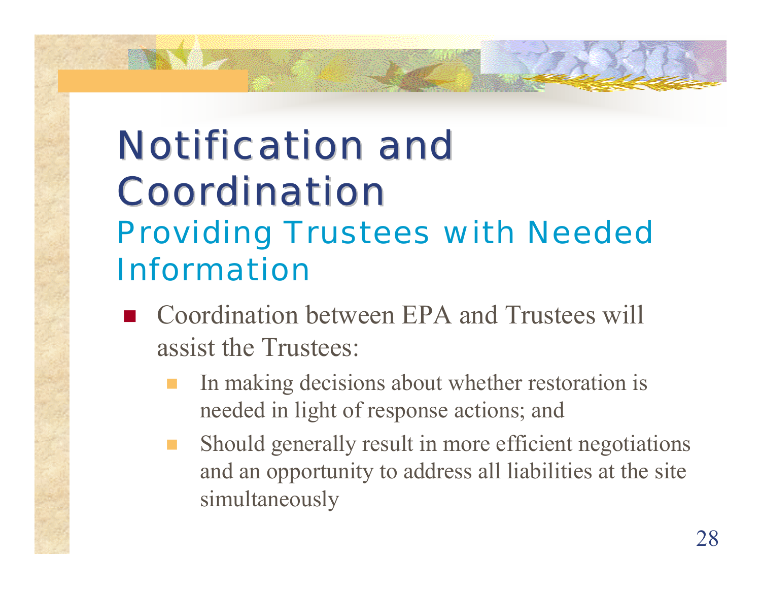# Notification and Coordination

## Providing Trustees with Needed Information

- Coordination between EPA and Trustees will assist the Trustees:
  - In making decisions about whether restoration is needed in light of response actions; and
  - Should generally result in more efficient negotiations and an opportunity to address all liabilities at the site simultaneously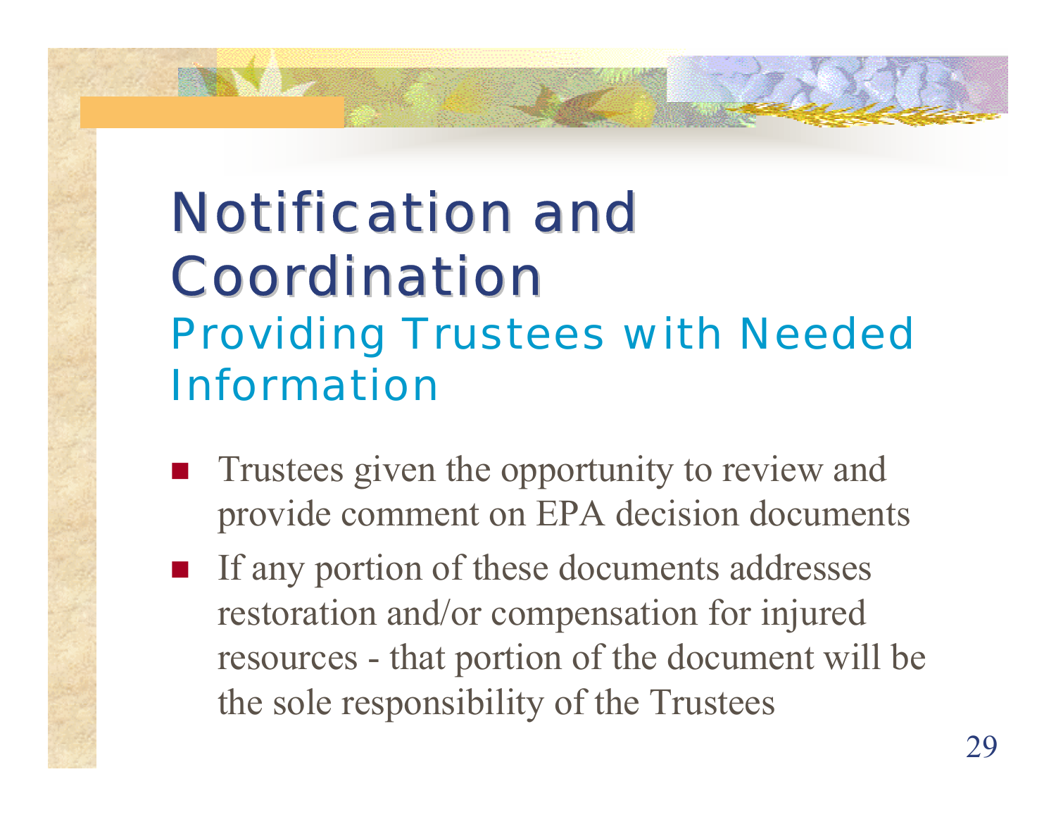# Notification and Coordination

## Providing Trustees with Needed Information

- Trustees given the opportunity to review and provide comment on EPA decision documents
- If any portion of these documents addresses restoration and/or compensation for injured resources - that portion of the document will be the sole responsibility of the Trustees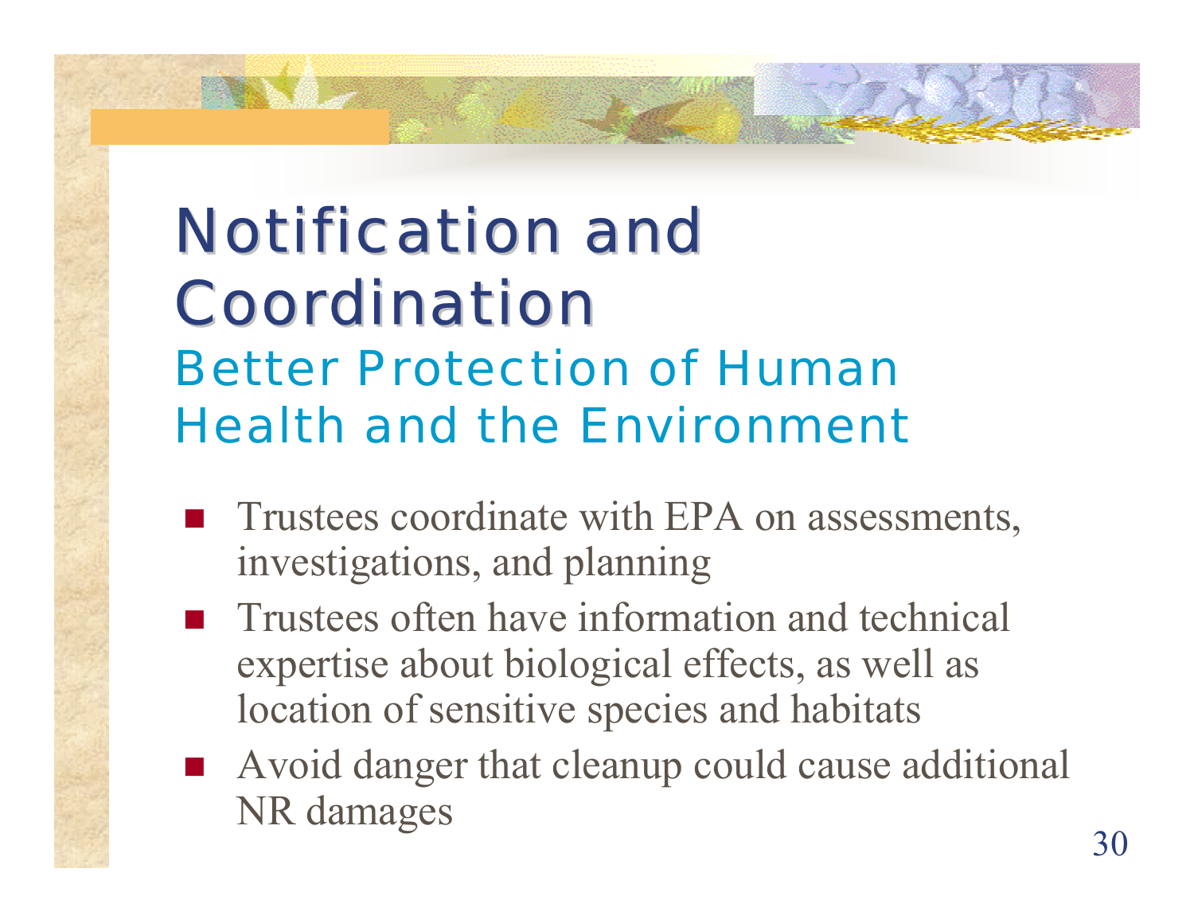# Notification and Coordination

## Better Protection of Human Health and the Environment

- Trustees coordinate with EPA on assessments, investigations, and planning
- Trustees often have information and technical expertise about biological effects, as well as location of sensitive species and habitats
- Avoid danger that cleanup could cause additional NR damages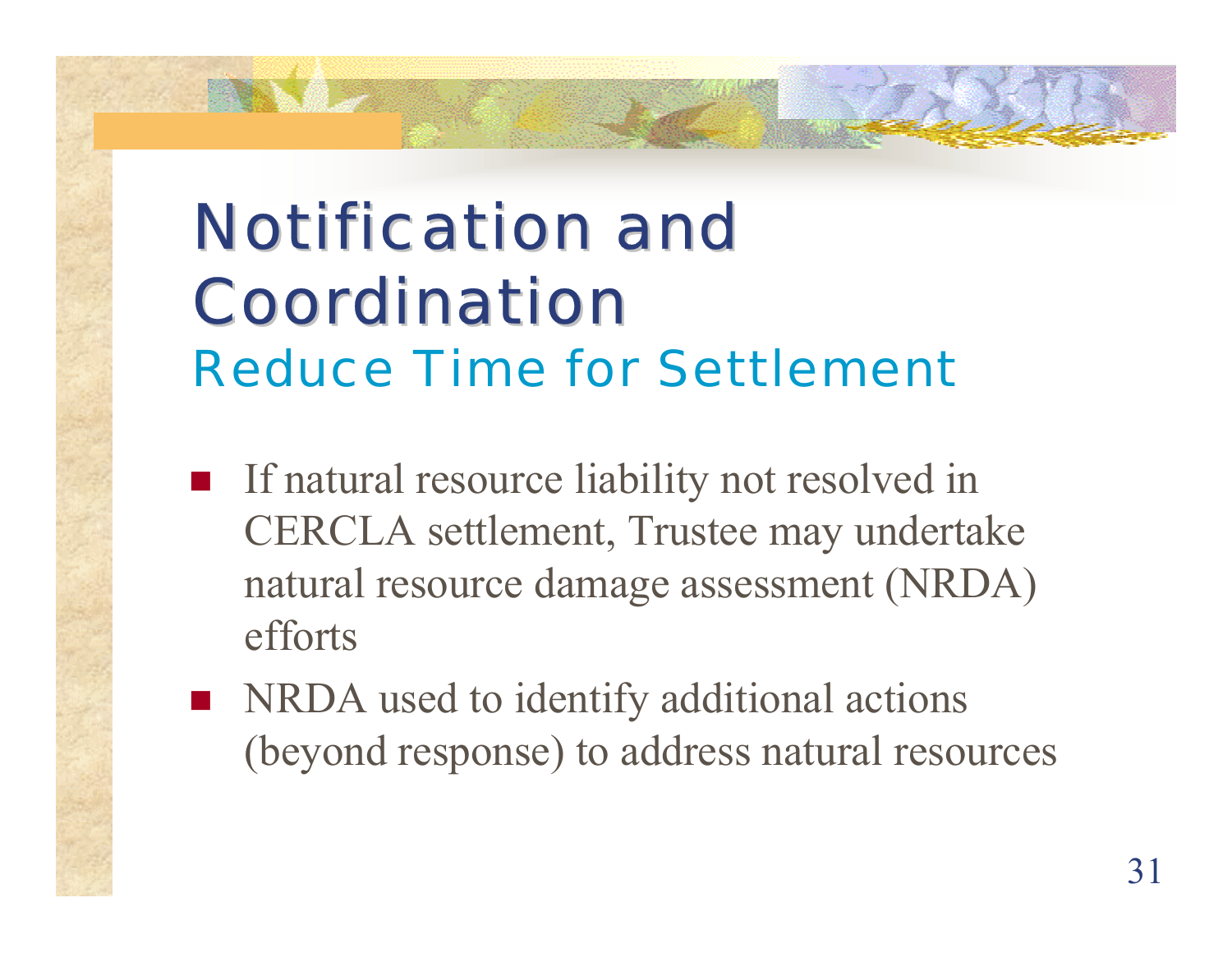# Notification and Coordination

## Reduce Time for Settlement

- If natural resource liability not resolved in CERCLA settlement, Trustee may undertake natural resource damage assessment (NRDA) efforts
- NRDA used to identify additional actions (beyond response) to address natural resources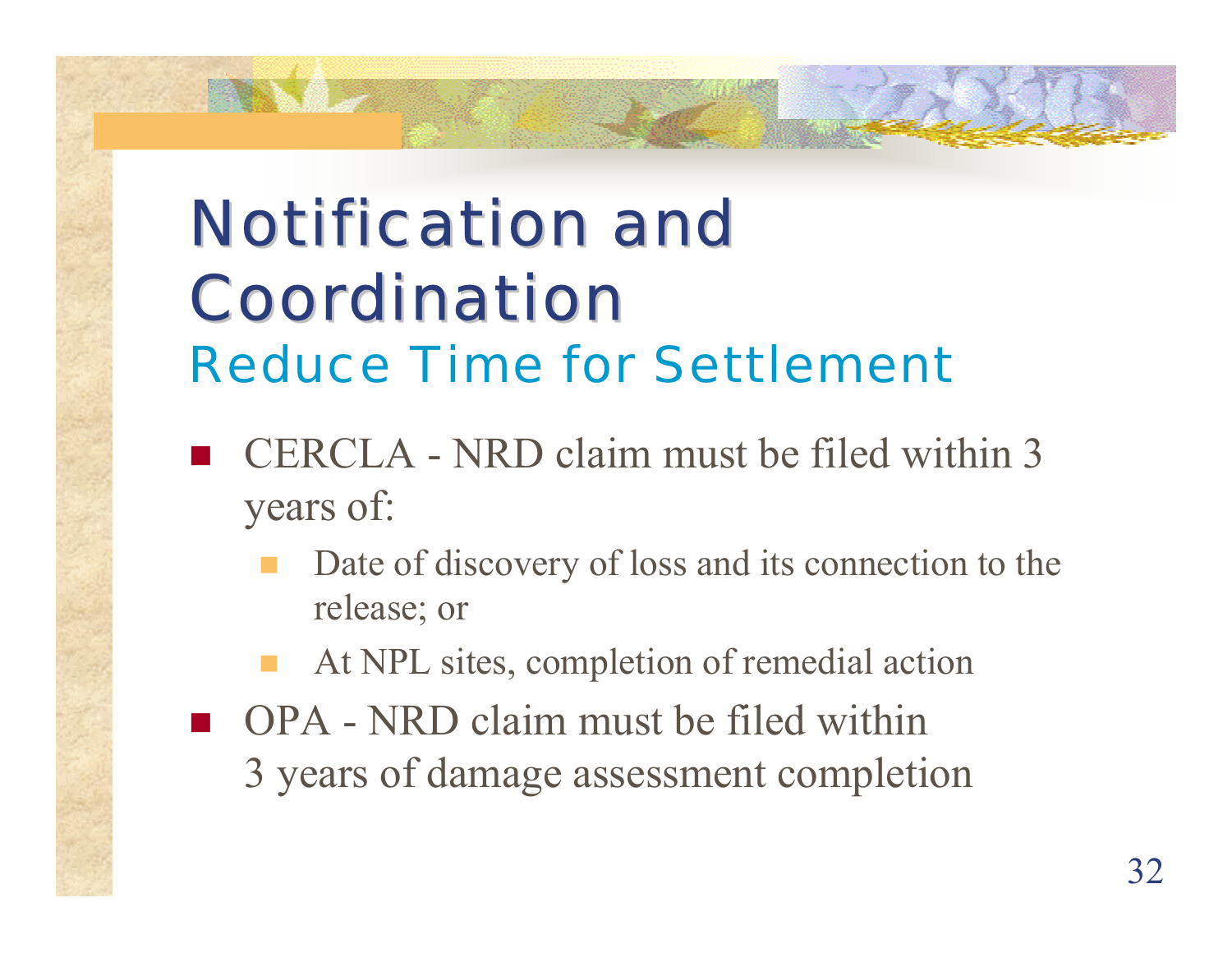# Notification and Coordination

## Reduce Time for Settlement

- CERCLA - NRD claim must be filed within 3 years of:
  - Date of discovery of loss and its connection to the release; or
  - At NPL sites, completion of remedial action
- OPA - NRD claim must be filed within 3 years of damage assessment completion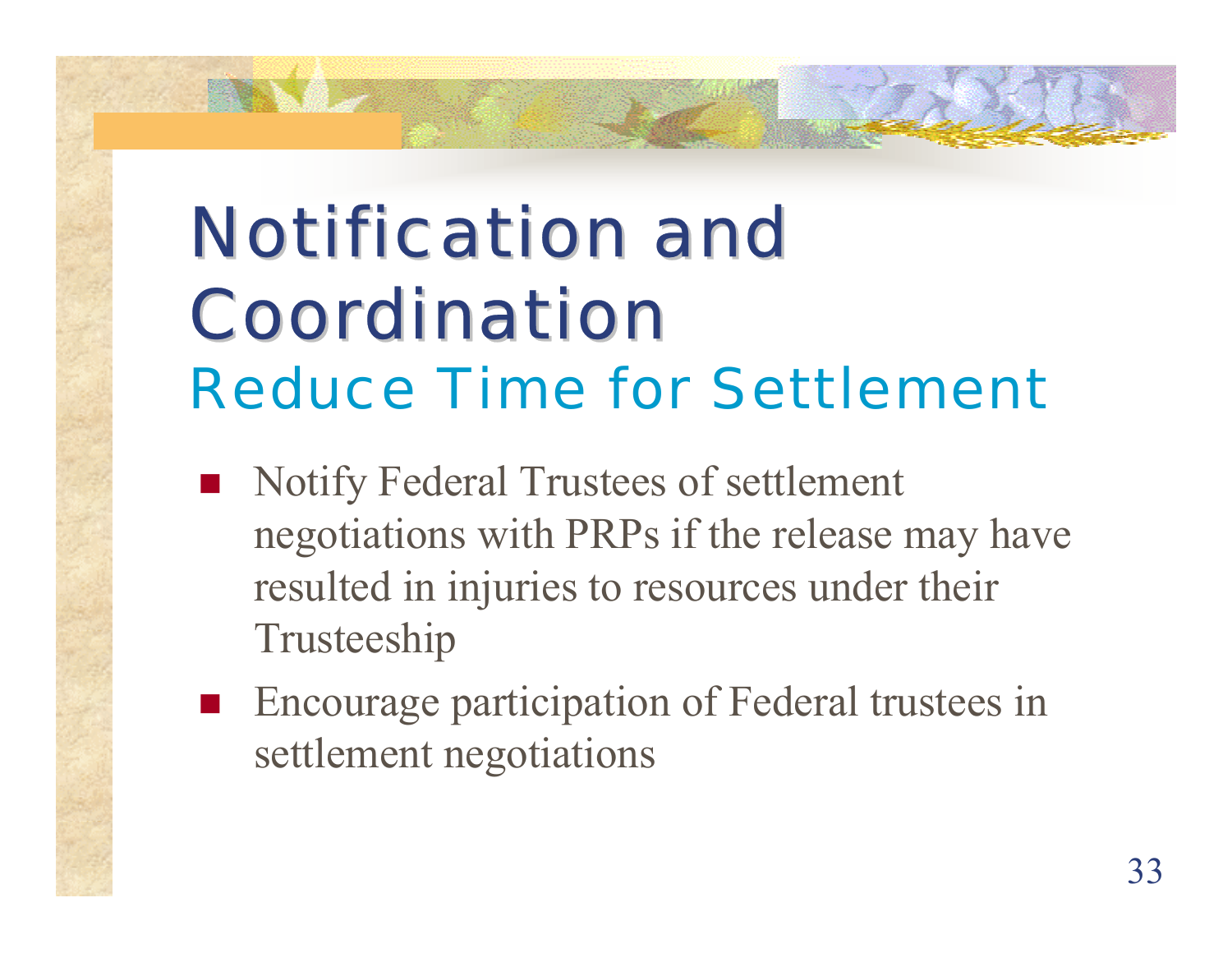# Notification and Coordination

## Reduce Time for Settlement

- Notify Federal Trustees of settlement negotiations with PRPs if the release may have resulted in injuries to resources under their Trusteeship
- Encourage participation of Federal trustees in settlement negotiations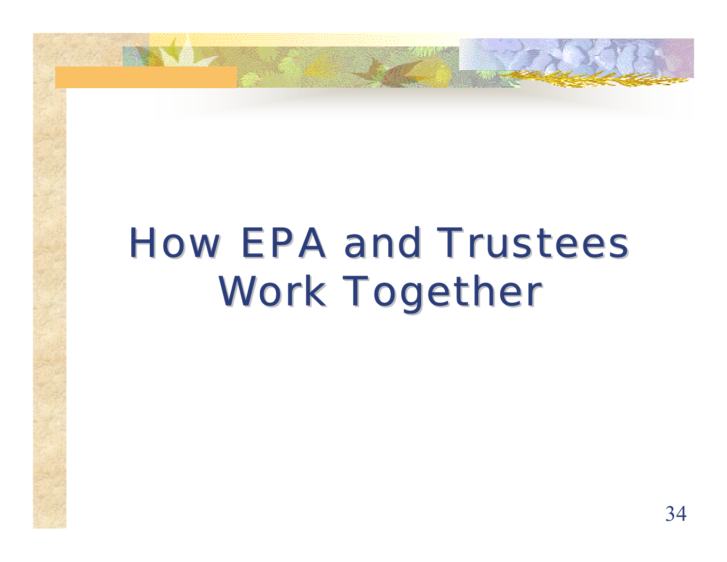# How EPA and Trustees Work Together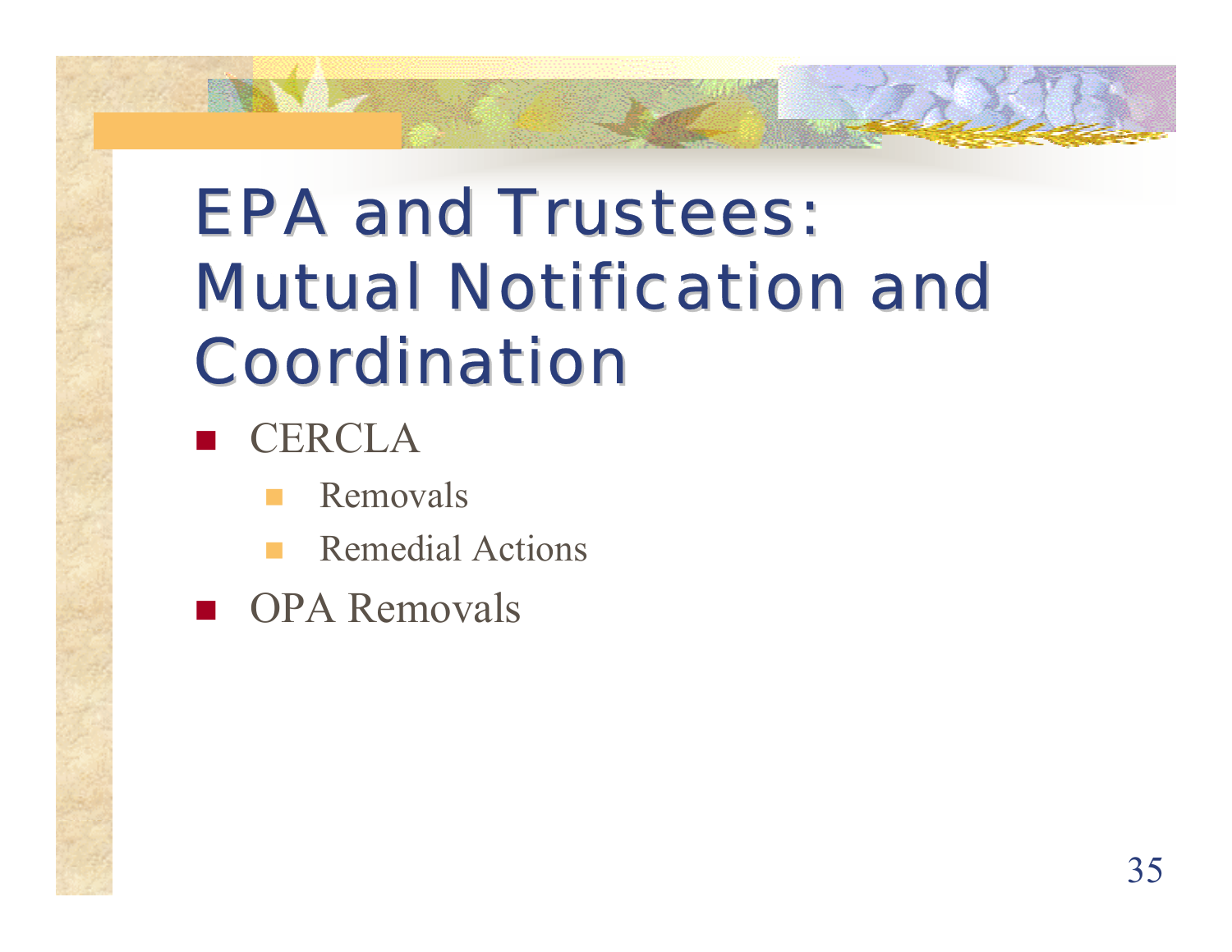# EPA and Trustees: Mutual Notification and Coordination

- CERCLA
  - Removals
  - Remedial Actions
- OPA Removals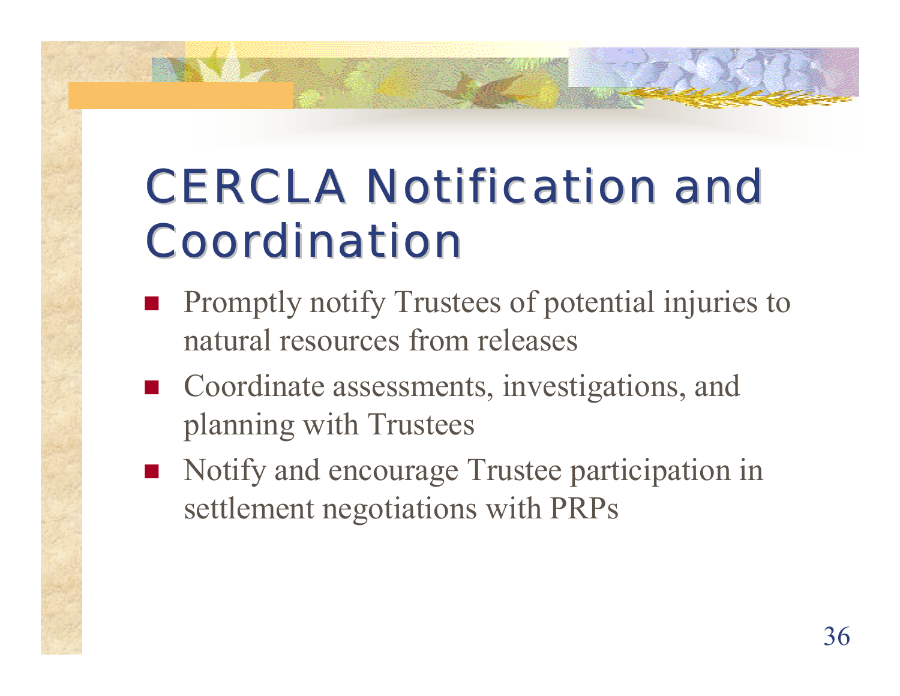# CERCLA Notification and Coordination

- Promptly notify Trustees of potential injuries to natural resources from releases
- Coordinate assessments, investigations, and planning with Trustees
- Notify and encourage Trustee participation in settlement negotiations with PRPs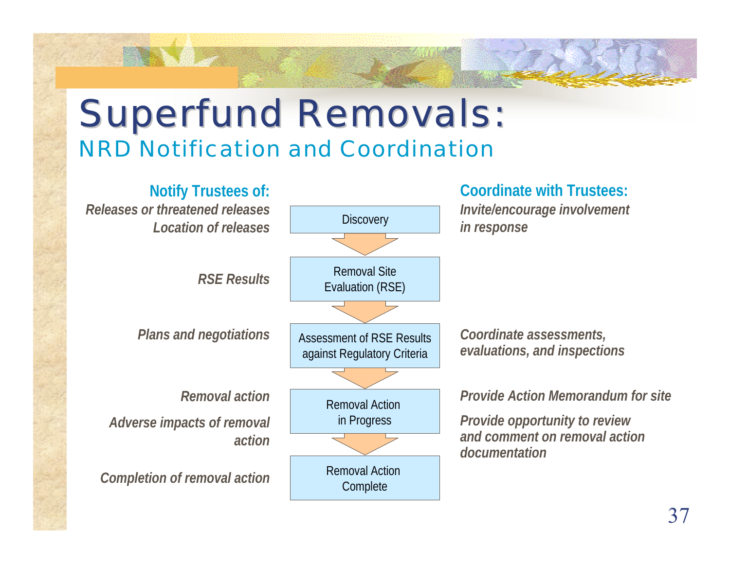# Superfund Removals:

## NRD Notification and Coordination

| Notify Trustees of: | Process Step | Coordinate with Trustees: |
| --- | --- | --- |
| *Releases or threatened releases*<br>*Location of releases* | Discovery | *Invite/encourage involvement in response* |
| *RSE Results* | Removal Site Evaluation (RSE) | |
| *Plans and negotiations* | Assessment of RSE Results against Regulatory Criteria | *Coordinate assessments, evaluations, and inspections* |
| *Removal action*<br>*Adverse impacts of removal action* | Removal Action in Progress | *Provide Action Memorandum for site*<br>*Provide opportunity to review and comment on removal action documentation* |
| *Completion of removal action* | Removal Action Complete | |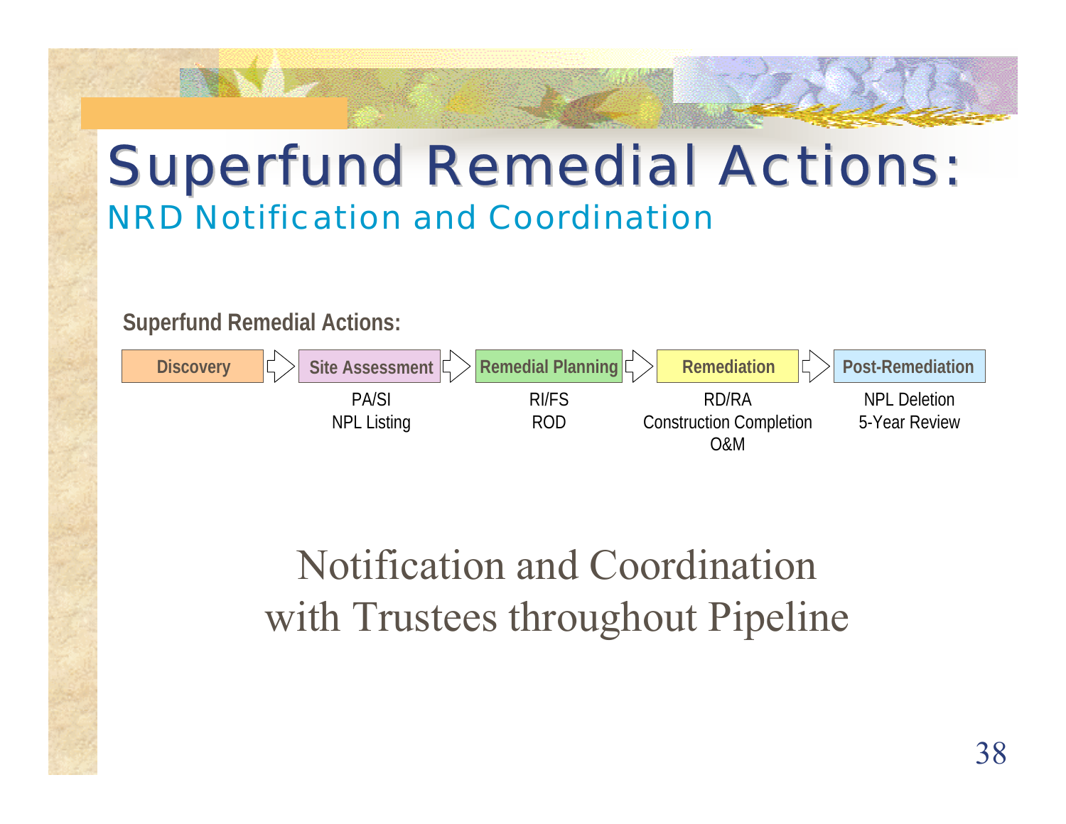# Superfund Remedial Actions:

## NRD Notification and Coordination

**Superfund Remedial Actions:**

| Discovery | Site Assessment | Remedial Planning | Remediation | Post-Remediation |
|---|---|---|---|---|
| | PA/SI<br>NPL Listing | RI/FS<br>ROD | RD/RA<br>Construction Completion<br>O&M | NPL Deletion<br>5-Year Review |

Notification and Coordination with Trustees throughout Pipeline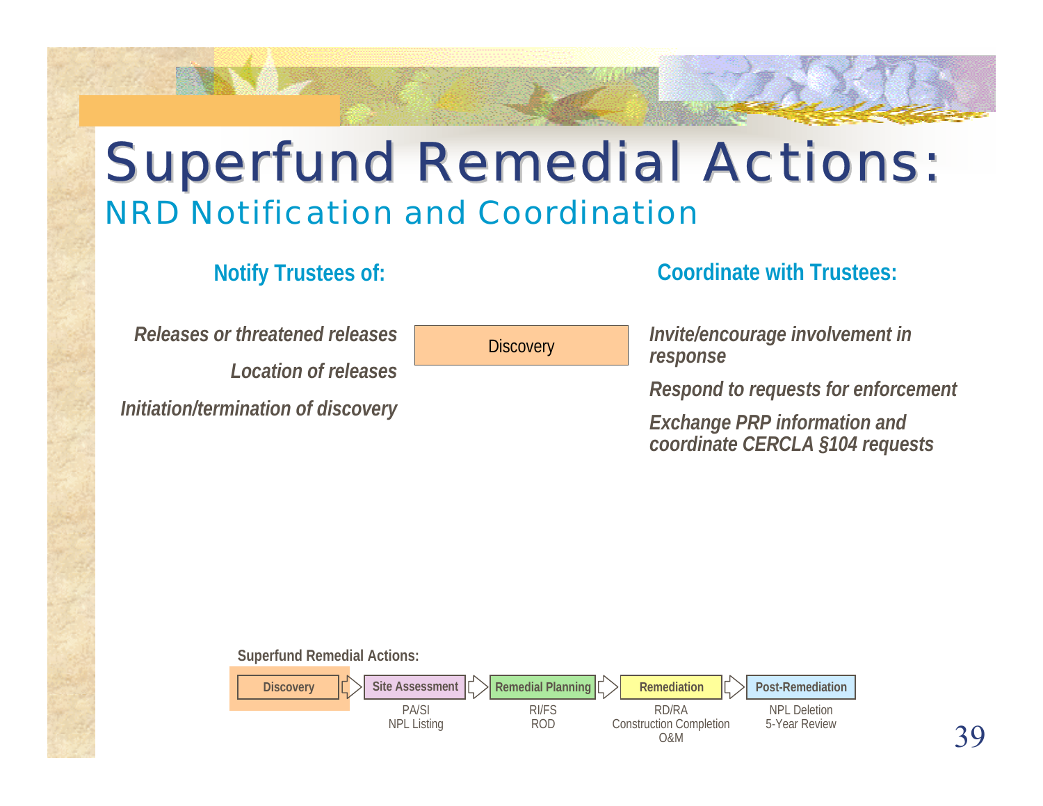# Superfund Remedial Actions:

## NRD Notification and Coordination

### Notify Trustees of:

*Releases or threatened releases*

*Location of releases*

*Initiation/termination of discovery*

Discovery

### Coordinate with Trustees:

*Invite/encourage involvement in response*

*Respond to requests for enforcement*

*Exchange PRP information and coordinate CERCLA §104 requests*

**Superfund Remedial Actions:**

| Discovery | Site Assessment | Remedial Planning | Remediation | Post-Remediation |
| --- | --- | --- | --- | --- |
| | PA/SI<br>NPL Listing | RI/FS<br>ROD | RD/RA<br>Construction Completion<br>O&M | NPL Deletion<br>5-Year Review |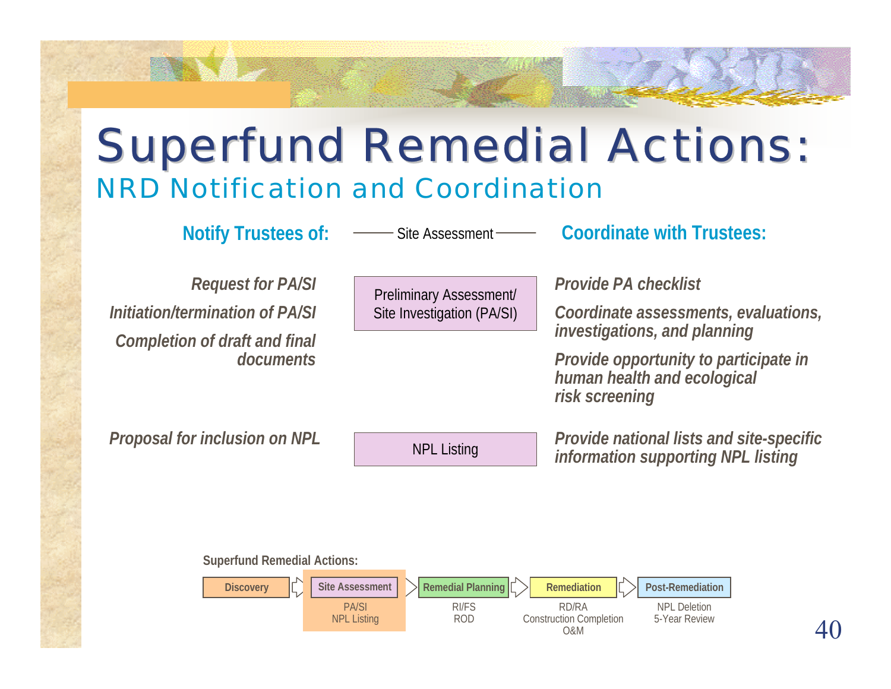# Superfund Remedial Actions:

## NRD Notification and Coordination

| Notify Trustees of: | Site Assessment | Coordinate with Trustees: |
| --- | --- | --- |
| *Request for PA/SI*<br>*Initiation/termination of PA/SI*<br>*Completion of draft and final documents* | Preliminary Assessment/ Site Investigation (PA/SI) | *Provide PA checklist*<br>*Coordinate assessments, evaluations, investigations, and planning*<br>*Provide opportunity to participate in human health and ecological risk screening* |
| *Proposal for inclusion on NPL* | NPL Listing | *Provide national lists and site-specific information supporting NPL listing* |

**Superfund Remedial Actions:**

| Discovery | Site Assessment | Remedial Planning | Remediation | Post-Remediation |
| --- | --- | --- | --- | --- |
| | PA/SI<br>NPL Listing | RI/FS<br>ROD | RD/RA<br>Construction Completion<br>O&M | NPL Deletion<br>5-Year Review |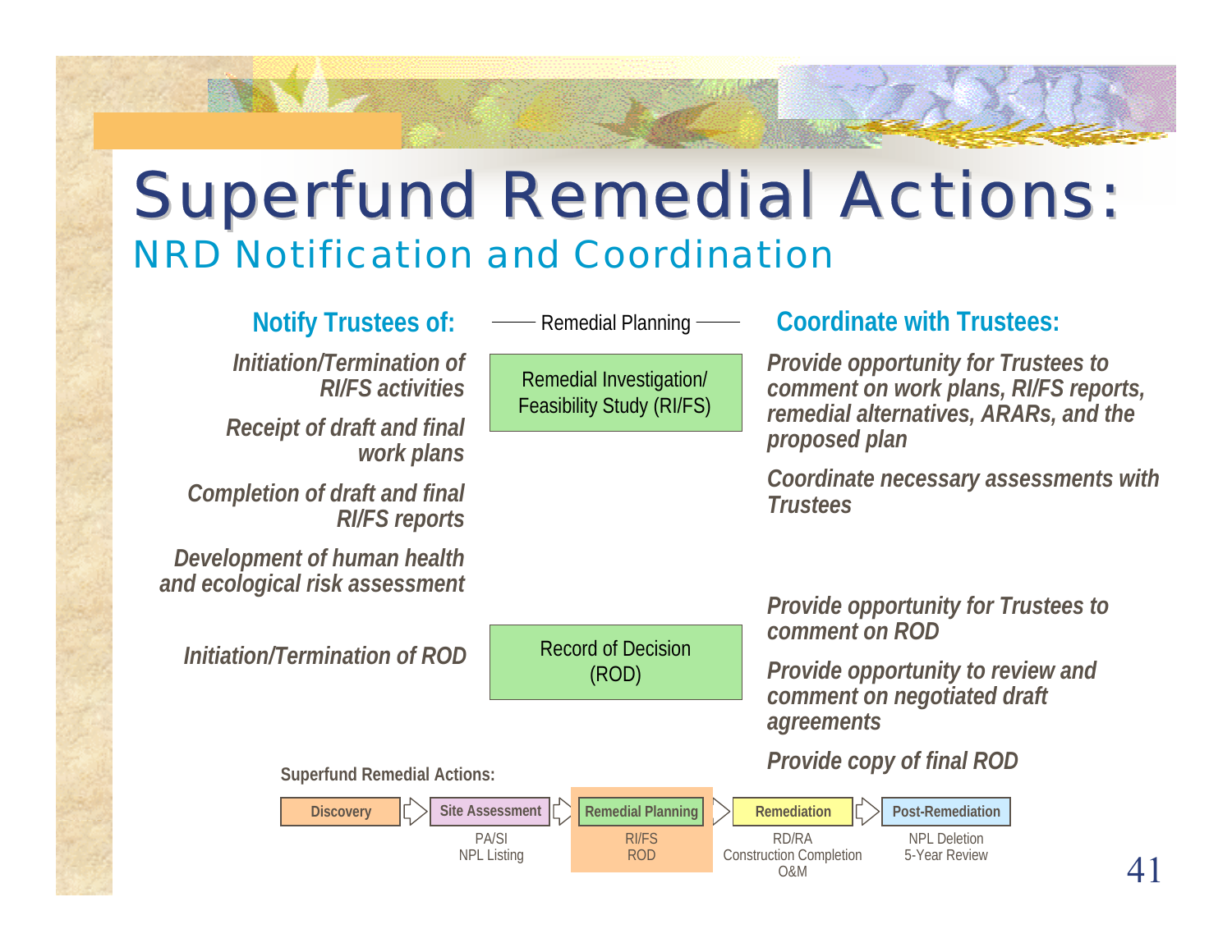# Superfund Remedial Actions:

## NRD Notification and Coordination

| Notify Trustees of: | Remedial Planning | Coordinate with Trustees: |
| --- | --- | --- |
| *Initiation/Termination of RI/FS activities*<br>*Receipt of draft and final work plans*<br>*Completion of draft and final RI/FS reports*<br>*Development of human health and ecological risk assessment* | Remedial Investigation/ Feasibility Study (RI/FS) | *Provide opportunity for Trustees to comment on work plans, RI/FS reports, remedial alternatives, ARARs, and the proposed plan*<br>*Coordinate necessary assessments with Trustees* |
| *Initiation/Termination of ROD* | Record of Decision (ROD) | *Provide opportunity for Trustees to comment on ROD*<br>*Provide opportunity to review and comment on negotiated draft agreements*<br>*Provide copy of final ROD* |

**Superfund Remedial Actions:**

| Discovery | Site Assessment | Remedial Planning | Remediation | Post-Remediation |
| --- | --- | --- | --- | --- |
| | PA/SI<br>NPL Listing | RI/FS<br>ROD | RD/RA<br>Construction Completion<br>O&M | NPL Deletion<br>5-Year Review |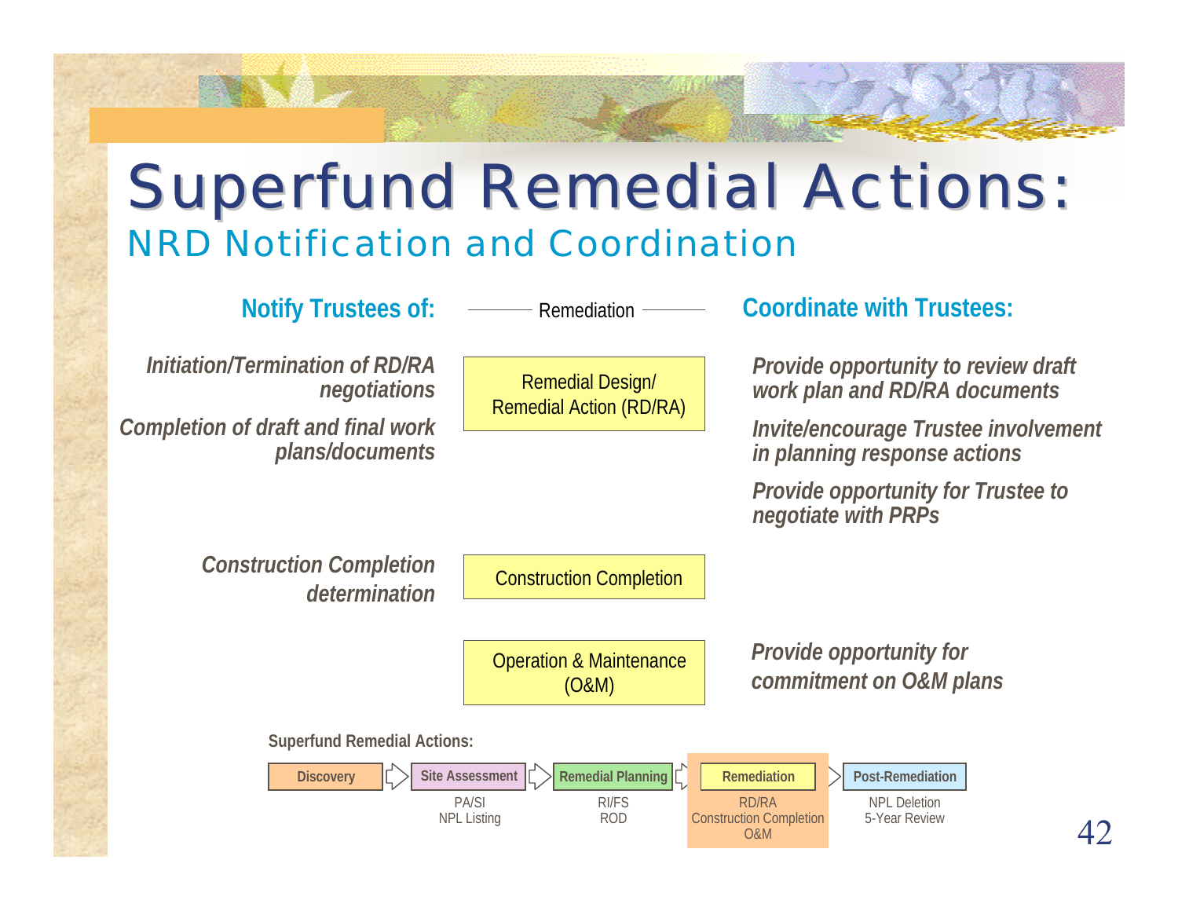# Superfund Remedial Actions:

## NRD Notification and Coordination

| Notify Trustees of: | Remediation | Coordinate with Trustees: |
|---|---|---|
| *Initiation/Termination of RD/RA negotiations*<br>*Completion of draft and final work plans/documents* | Remedial Design/ Remedial Action (RD/RA) | *Provide opportunity to review draft work plan and RD/RA documents*<br>*Invite/encourage Trustee involvement in planning response actions*<br>*Provide opportunity for Trustee to negotiate with PRPs* |
| *Construction Completion determination* | Construction Completion | |
| | Operation & Maintenance (O&M) | *Provide opportunity for commitment on O&M plans* |

**Superfund Remedial Actions:**

| Discovery | Site Assessment | Remedial Planning | Remediation | Post-Remediation |
|---|---|---|---|---|
| | PA/SI<br>NPL Listing | RI/FS<br>ROD | RD/RA<br>Construction Completion<br>O&M | NPL Deletion<br>5-Year Review |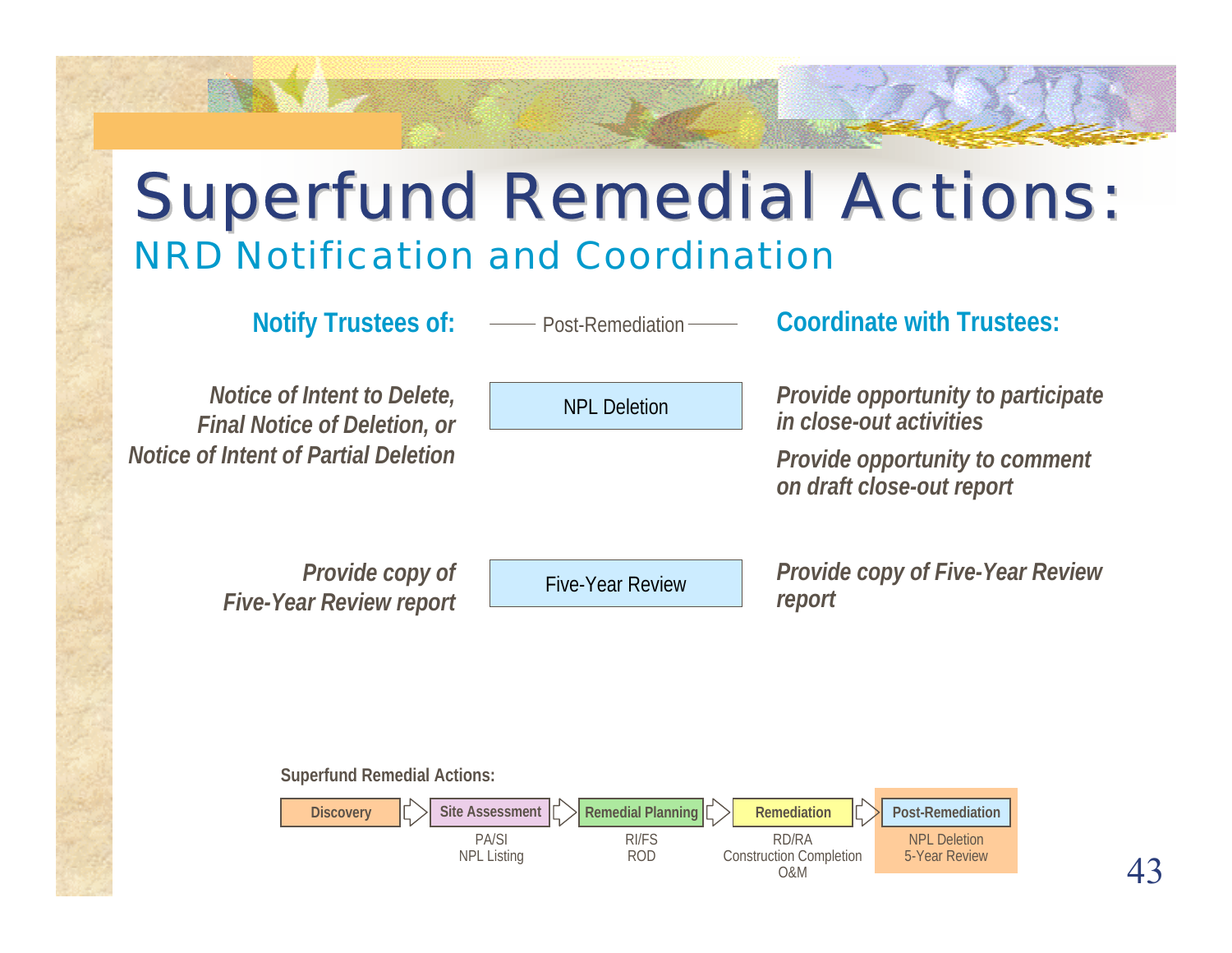# Superfund Remedial Actions:

## NRD Notification and Coordination

| Notify Trustees of: | Post-Remediation | Coordinate with Trustees: |
| --- | --- | --- |
| *Notice of Intent to Delete, Final Notice of Deletion, or Notice of Intent of Partial Deletion* | NPL Deletion | *Provide opportunity to participate in close-out activities*<br>*Provide opportunity to comment on draft close-out report* |
| *Provide copy of Five-Year Review report* | Five-Year Review | *Provide copy of Five-Year Review report* |

**Superfund Remedial Actions:**

| Discovery | Site Assessment | Remedial Planning | Remediation | Post-Remediation |
| --- | --- | --- | --- | --- |
| | PA/SI<br>NPL Listing | RI/FS<br>ROD | RD/RA<br>Construction Completion<br>O&M | NPL Deletion<br>5-Year Review |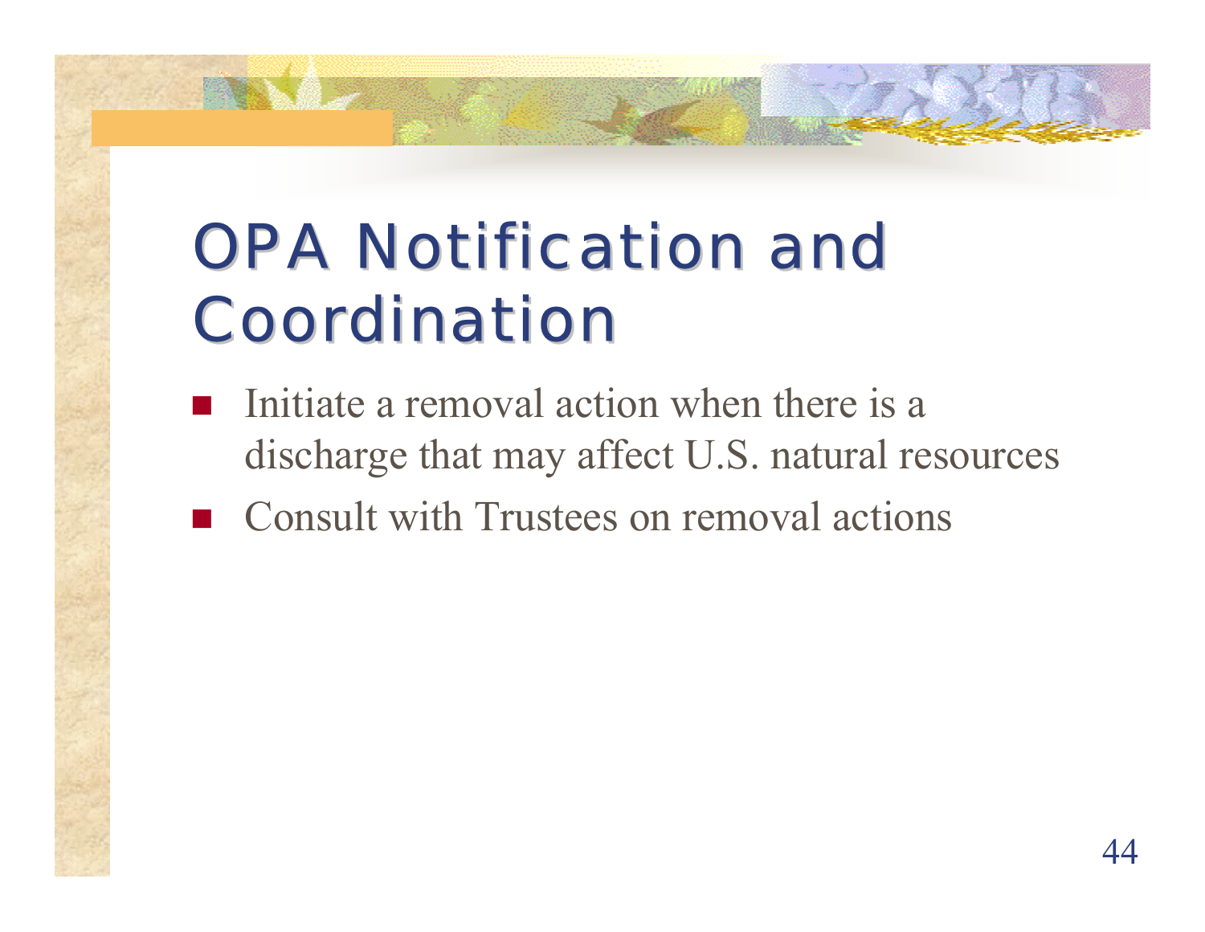# OPA Notification and Coordination

- Initiate a removal action when there is a discharge that may affect U.S. natural resources
- Consult with Trustees on removal actions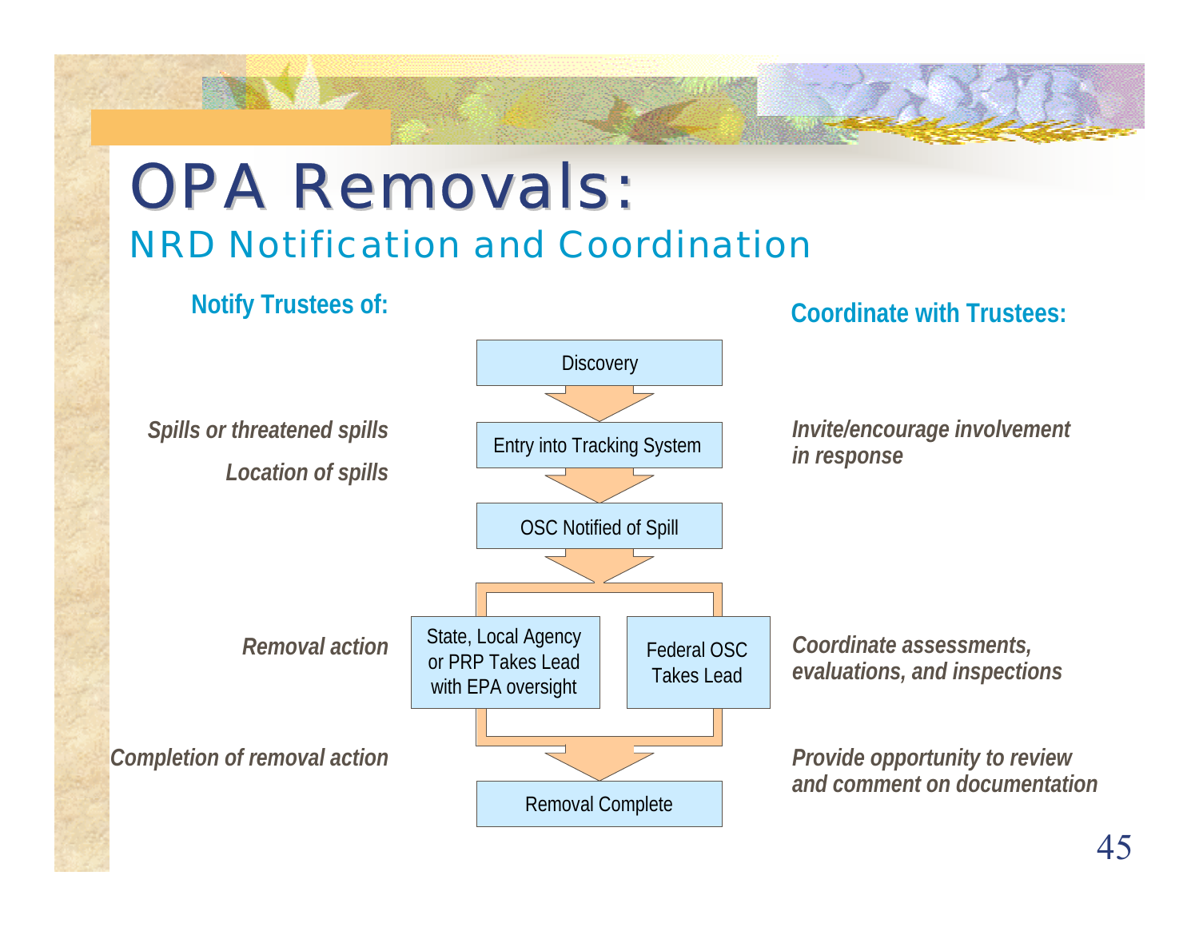# OPA Removals:

## NRD Notification and Coordination

| Notify Trustees of: | Process | Coordinate with Trustees: |
|---|---|---|
| | Discovery | |
| *Spills or threatened spills*<br>*Location of spills* | Entry into Tracking System | *Invite/encourage involvement in response* |
| | OSC Notified of Spill | |
| *Removal action* | State, Local Agency or PRP Takes Lead with EPA oversight / Federal OSC Takes Lead | *Coordinate assessments, evaluations, and inspections* |
| *Completion of removal action* | Removal Complete | *Provide opportunity to review and comment on documentation* |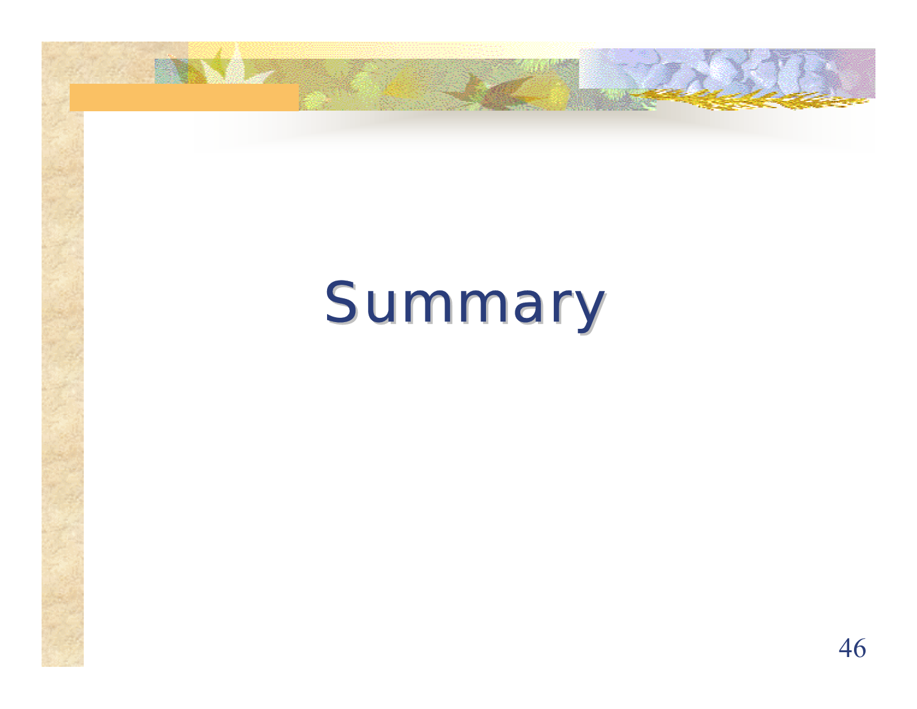# Summary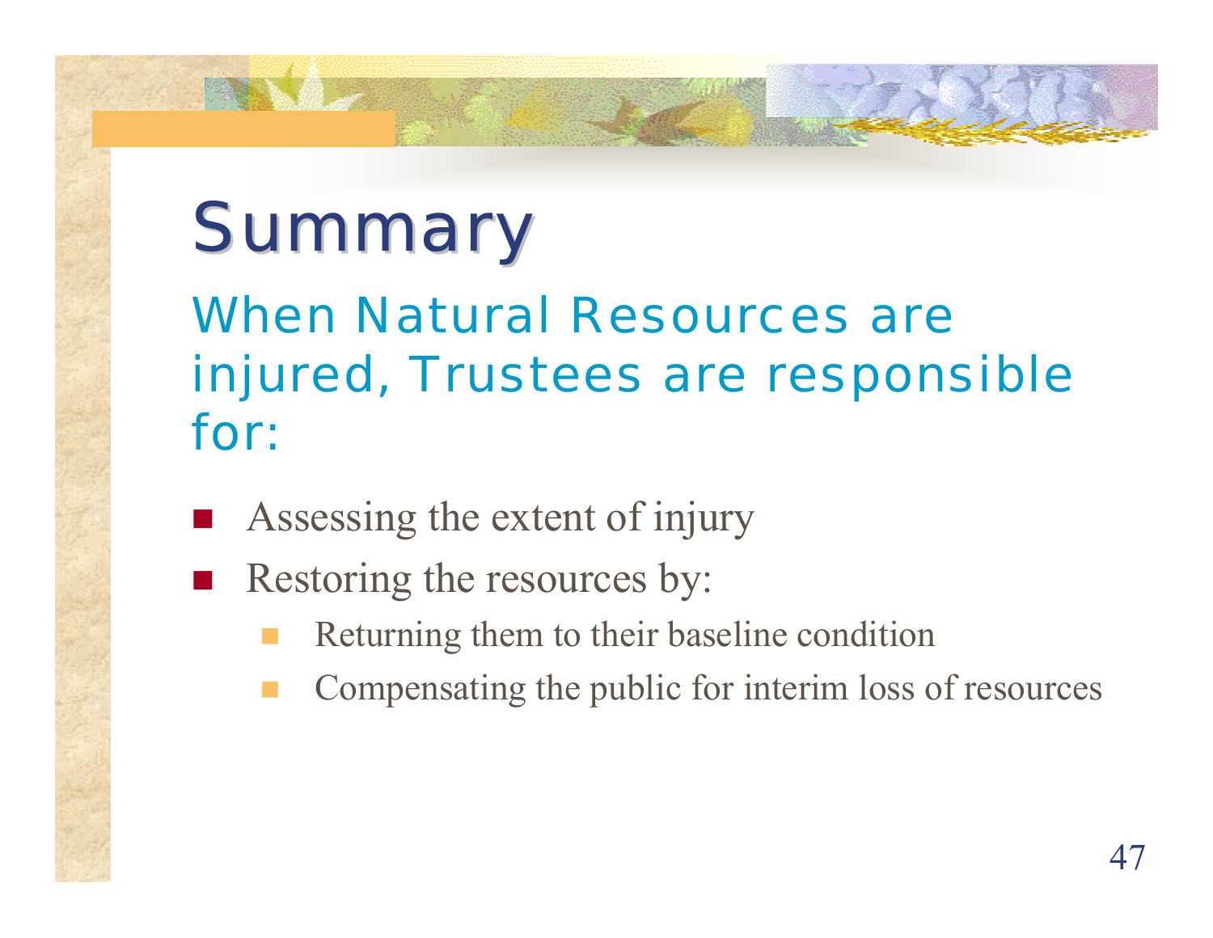# Summary

## When Natural Resources are injured, Trustees are responsible for:

- Assessing the extent of injury
- Restoring the resources by:
  - Returning them to their baseline condition
  - Compensating the public for interim loss of resources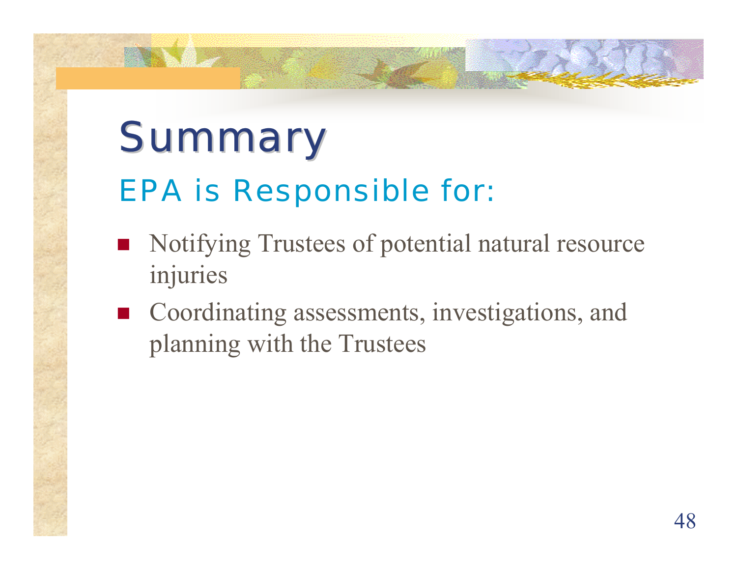# Summary

## EPA is Responsible for:

- Notifying Trustees of potential natural resource injuries
- Coordinating assessments, investigations, and planning with the Trustees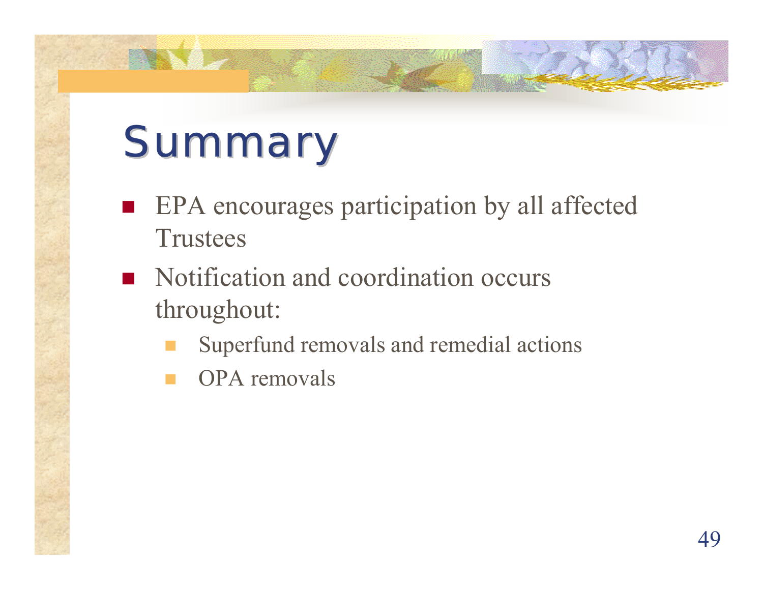# Summary

- EPA encourages participation by all affected Trustees
- Notification and coordination occurs throughout:
  - Superfund removals and remedial actions
  - OPA removals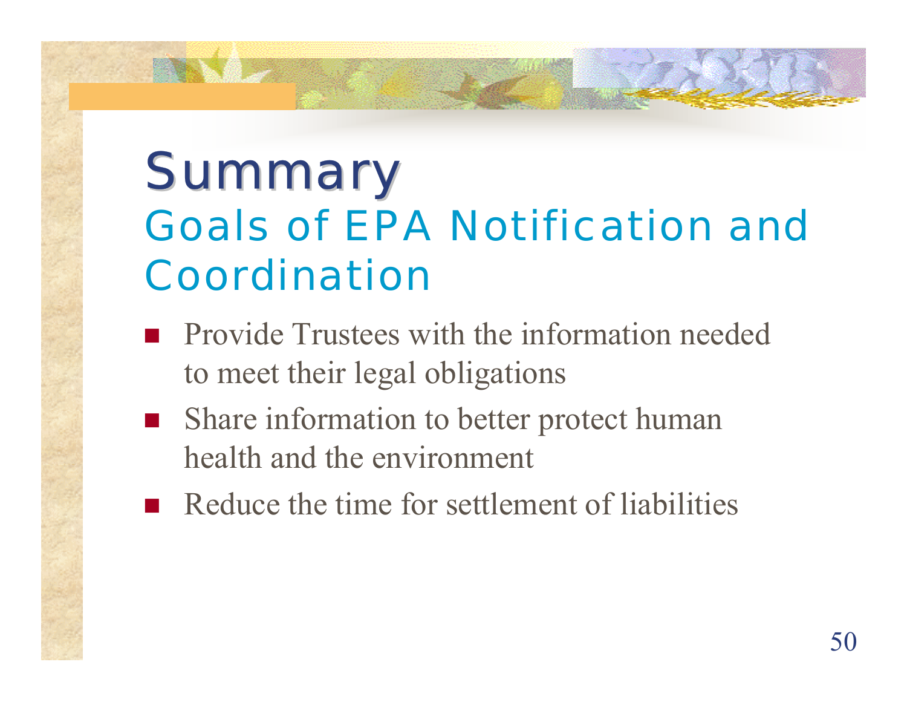# Summary

## Goals of EPA Notification and Coordination

- Provide Trustees with the information needed to meet their legal obligations
- Share information to better protect human health and the environment
- Reduce the time for settlement of liabilities